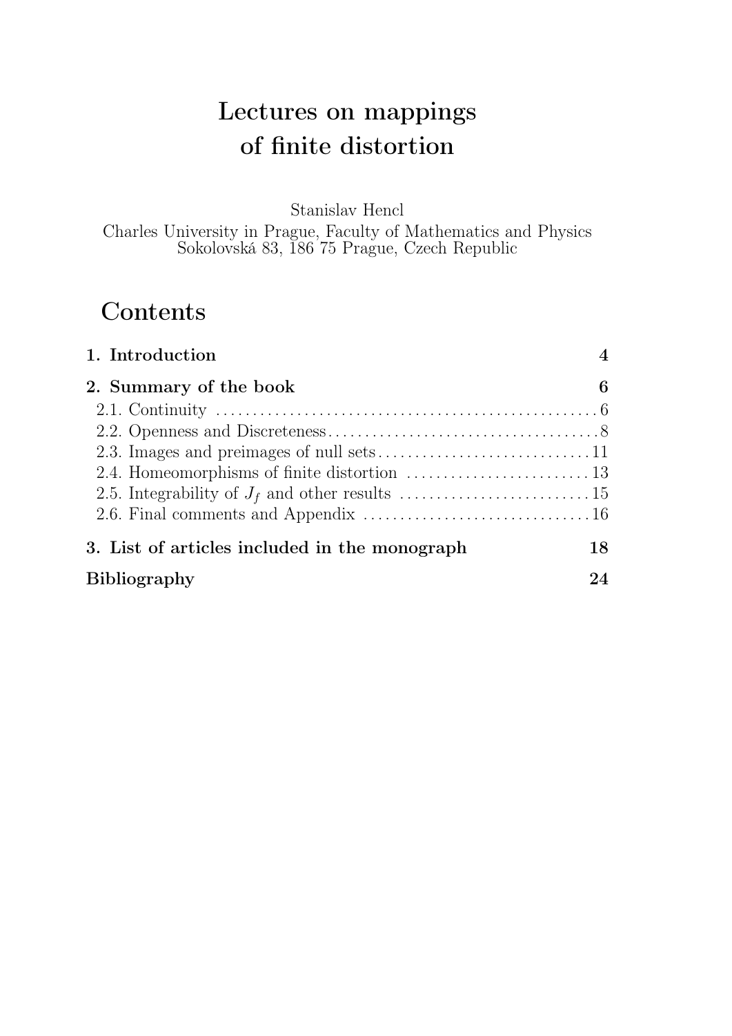# Lectures on mappings of finite distortion

Stanislav Hencl

Charles University in Prague, Faculty of Mathematics and Physics
Sokolovská 83, 186 75 Prague, Czech Republic

## Contents

**1. Introduction** **4**

**2. Summary of the book** **6**

- 2.1. Continuity ........ 6
- 2.2. Openness and Discreteness ........ 8
- 2.3. Images and preimages of null sets ........ 11
- 2.4. Homeomorphisms of finite distortion ........ 13
- 2.5. Integrability of $J_f$ and other results ........ 15
- 2.6. Final comments and Appendix ........ 16

**3. List of articles included in the monograph** **18**

**Bibliography** **24**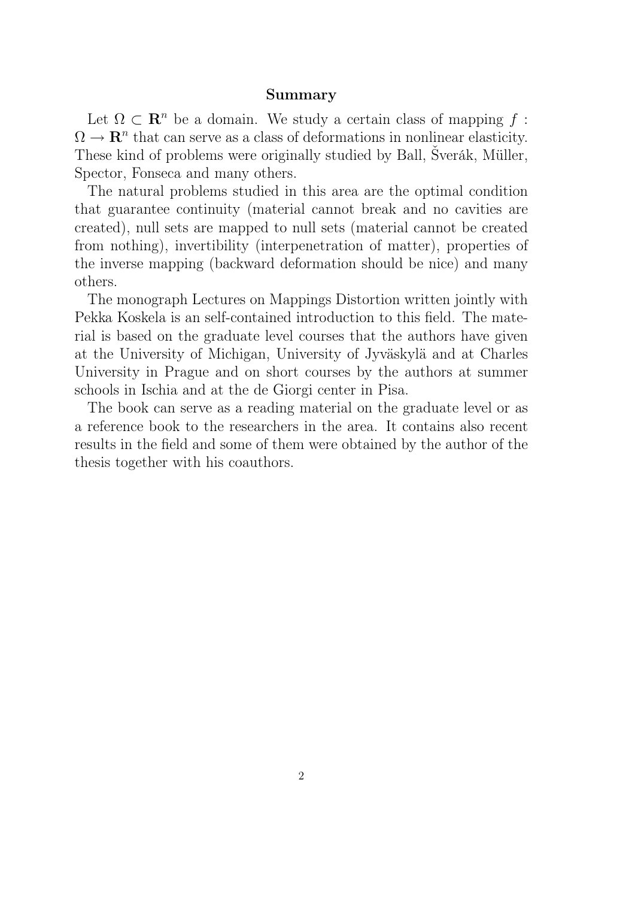## Summary

Let $\Omega \subset \mathbf{R}^n$ be a domain. We study a certain class of mapping $f : \Omega \to \mathbf{R}^n$ that can serve as a class of deformations in nonlinear elasticity. These kind of problems were originally studied by Ball, Šverák, Müller, Spector, Fonseca and many others.

The natural problems studied in this area are the optimal condition that guarantee continuity (material cannot break and no cavities are created), null sets are mapped to null sets (material cannot be created from nothing), invertibility (interpenetration of matter), properties of the inverse mapping (backward deformation should be nice) and many others.

The monograph Lectures on Mappings Distortion written jointly with Pekka Koskela is an self-contained introduction to this field. The material is based on the graduate level courses that the authors have given at the University of Michigan, University of Jyväskylä and at Charles University in Prague and on short courses by the authors at summer schools in Ischia and at the de Giorgi center in Pisa.

The book can serve as a reading material on the graduate level or as a reference book to the researchers in the area. It contains also recent results in the field and some of them were obtained by the author of the thesis together with his coauthors.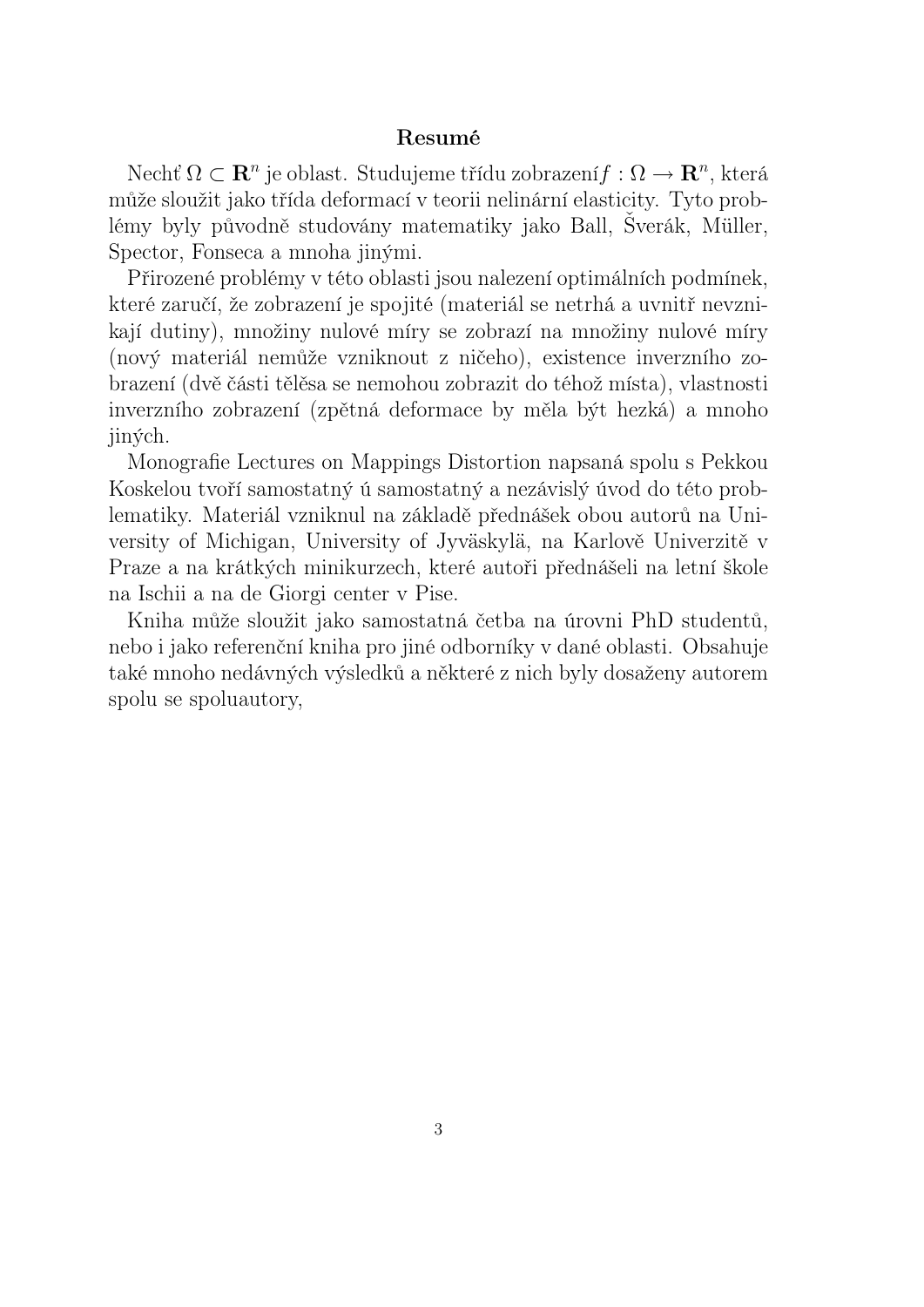# Resumé

Nechť $\Omega \subset \mathbf{R}^n$ je oblast. Studujeme třídu zobrazení$f : \Omega \to \mathbf{R}^n$, která může sloužit jako třída deformací v teorii nelinární elasticity. Tyto problémy byly původně studovány matematiky jako Ball, Šverák, Müller, Spector, Fonseca a mnoha jinými.

Přirozené problémy v této oblasti jsou nalezení optimálních podmínek, které zaručí, že zobrazení je spojité (materiál se netrhá a uvnitř nevznikají dutiny), množiny nulové míry se zobrazí na množiny nulové míry (nový materiál nemůže vzniknout z ničeho), existence inverzního zobrazení (dvě části tělěsa se nemohou zobrazit do téhož místa), vlastnosti inverzního zobrazení (zpětná deformace by měla být hezká) a mnoho jiných.

Monografie Lectures on Mappings Distortion napsaná spolu s Pekkou Koskelou tvoří samostatný ú samostatný a nezávislý úvod do této problematiky. Materiál vzniknul na základě přednášek obou autorů na University of Michigan, University of Jyväskylä, na Karlově Univerzitě v Praze a na krátkých minikurzech, které autoři přednášeli na letní škole na Ischii a na de Giorgi center v Pise.

Kniha může sloužit jako samostatná četba na úrovni PhD studentů, nebo i jako referenční kniha pro jiné odborníky v dané oblasti. Obsahuje také mnoho nedávných výsledků a některé z nich byly dosaženy autorem spolu se spoluautory,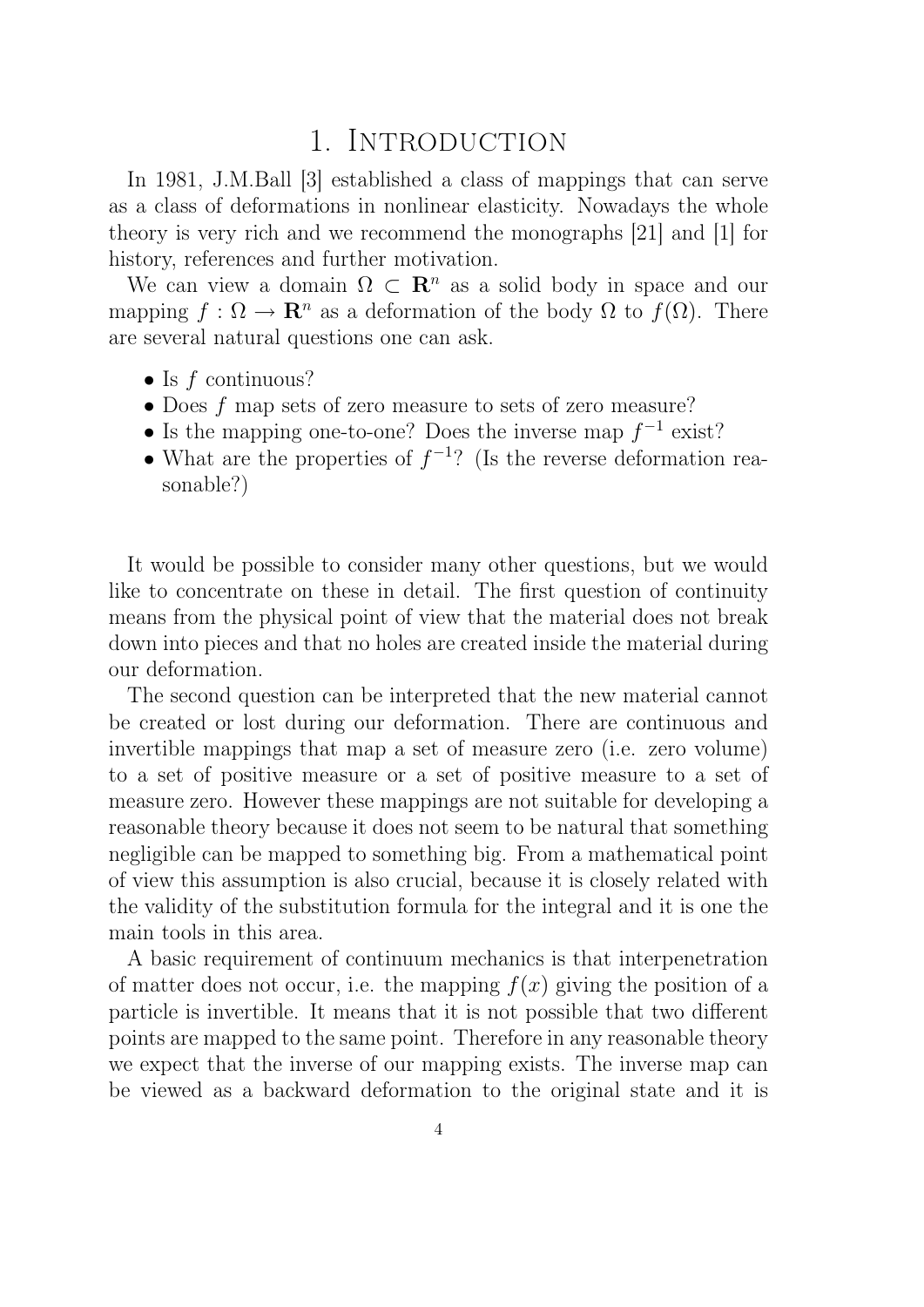# 1. Introduction

In 1981, J.M.Ball [3] established a class of mappings that can serve as a class of deformations in nonlinear elasticity. Nowadays the whole theory is very rich and we recommend the monographs [21] and [1] for history, references and further motivation.

We can view a domain $\Omega \subset \mathbf{R}^n$ as a solid body in space and our mapping $f : \Omega \to \mathbf{R}^n$ as a deformation of the body $\Omega$ to $f(\Omega)$. There are several natural questions one can ask.

- Is $f$ continuous?
- Does $f$ map sets of zero measure to sets of zero measure?
- Is the mapping one-to-one? Does the inverse map $f^{-1}$ exist?
- What are the properties of $f^{-1}$? (Is the reverse deformation reasonable?)

It would be possible to consider many other questions, but we would like to concentrate on these in detail. The first question of continuity means from the physical point of view that the material does not break down into pieces and that no holes are created inside the material during our deformation.

The second question can be interpreted that the new material cannot be created or lost during our deformation. There are continuous and invertible mappings that map a set of measure zero (i.e. zero volume) to a set of positive measure or a set of positive measure to a set of measure zero. However these mappings are not suitable for developing a reasonable theory because it does not seem to be natural that something negligible can be mapped to something big. From a mathematical point of view this assumption is also crucial, because it is closely related with the validity of the substitution formula for the integral and it is one the main tools in this area.

A basic requirement of continuum mechanics is that interpenetration of matter does not occur, i.e. the mapping $f(x)$ giving the position of a particle is invertible. It means that it is not possible that two different points are mapped to the same point. Therefore in any reasonable theory we expect that the inverse of our mapping exists. The inverse map can be viewed as a backward deformation to the original state and it is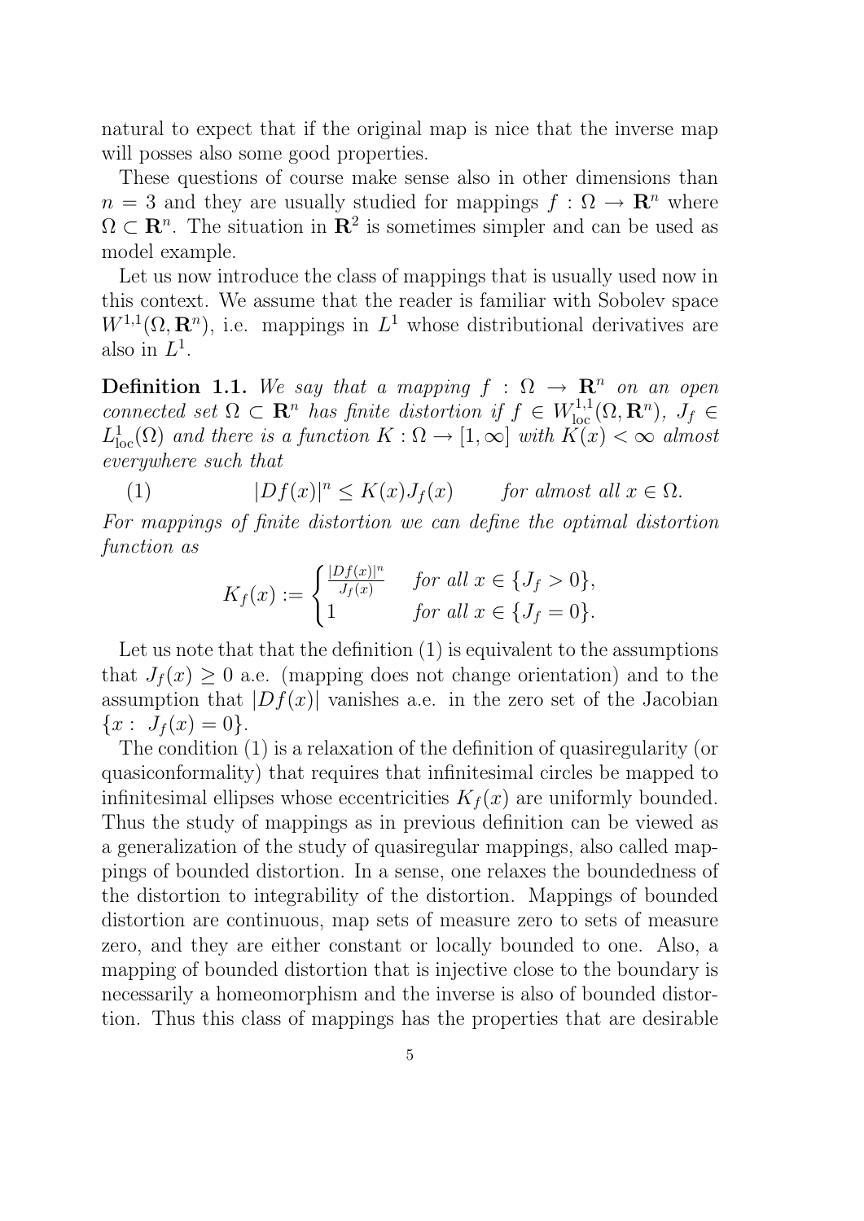natural to expect that if the original map is nice that the inverse map will posses also some good properties.

These questions of course make sense also in other dimensions than $n = 3$ and they are usually studied for mappings $f : \Omega \to \mathbf{R}^n$ where $\Omega \subset \mathbf{R}^n$. The situation in $\mathbf{R}^2$ is sometimes simpler and can be used as model example.

Let us now introduce the class of mappings that is usually used now in this context. We assume that the reader is familiar with Sobolev space $W^{1,1}(\Omega, \mathbf{R}^n)$, i.e. mappings in $L^1$ whose distributional derivatives are also in $L^1$.

**Definition 1.1.** *We say that a mapping $f : \Omega \to \mathbf{R}^n$ on an open connected set $\Omega \subset \mathbf{R}^n$ has finite distortion if $f \in W^{1,1}_{\text{loc}}(\Omega, \mathbf{R}^n)$, $J_f \in L^1_{\text{loc}}(\Omega)$ and there is a function $K : \Omega \to [1, \infty]$ with $K(x) < \infty$ almost everywhere such that*

$$|Df(x)|^n \leq K(x) J_f(x) \qquad \text{for almost all } x \in \Omega. \tag{1}$$

*For mappings of finite distortion we can define the optimal distortion function as*

$$K_f(x) := \begin{cases} \frac{|Df(x)|^n}{J_f(x)} & \text{for all } x \in \{J_f > 0\}, \\ 1 & \text{for all } x \in \{J_f = 0\}. \end{cases}$$

Let us note that that the definition (1) is equivalent to the assumptions that $J_f(x) \geq 0$ a.e. (mapping does not change orientation) and to the assumption that $|Df(x)|$ vanishes a.e. in the zero set of the Jacobian $\{x : J_f(x) = 0\}$.

The condition (1) is a relaxation of the definition of quasiregularity (or quasiconformality) that requires that infinitesimal circles be mapped to infinitesimal ellipses whose eccentricities $K_f(x)$ are uniformly bounded. Thus the study of mappings as in previous definition can be viewed as a generalization of the study of quasiregular mappings, also called mappings of bounded distortion. In a sense, one relaxes the boundedness of the distortion to integrability of the distortion. Mappings of bounded distortion are continuous, map sets of measure zero to sets of measure zero, and they are either constant or locally bounded to one. Also, a mapping of bounded distortion that is injective close to the boundary is necessarily a homeomorphism and the inverse is also of bounded distortion. Thus this class of mappings has the properties that are desirable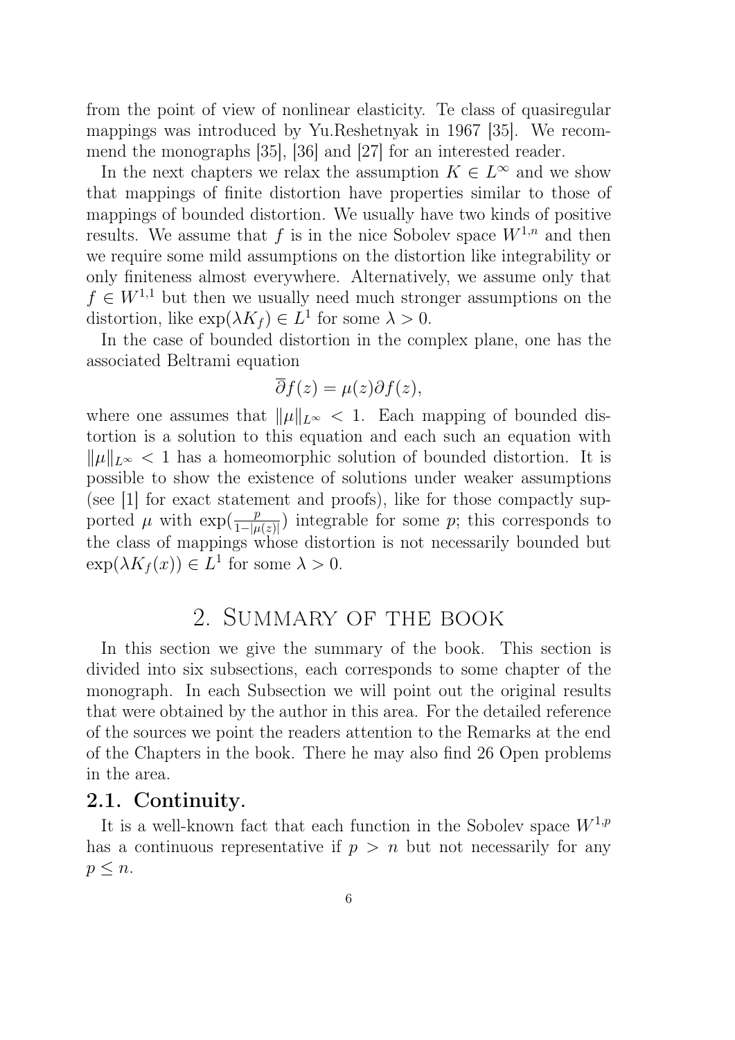from the point of view of nonlinear elasticity. Te class of quasiregular mappings was introduced by Yu.Reshetnyak in 1967 [35]. We recommend the monographs [35], [36] and [27] for an interested reader.

In the next chapters we relax the assumption $K \in L^\infty$ and we show that mappings of finite distortion have properties similar to those of mappings of bounded distortion. We usually have two kinds of positive results. We assume that $f$ is in the nice Sobolev space $W^{1,n}$ and then we require some mild assumptions on the distortion like integrability or only finiteness almost everywhere. Alternatively, we assume only that $f \in W^{1,1}$ but then we usually need much stronger assumptions on the distortion, like $\exp(\lambda K_f) \in L^1$ for some $\lambda > 0$.

In the case of bounded distortion in the complex plane, one has the associated Beltrami equation

$$\overline{\partial} f(z) = \mu(z) \partial f(z),$$

where one assumes that $\|\mu\|_{L^\infty} < 1$. Each mapping of bounded distortion is a solution to this equation and each such an equation with $\|\mu\|_{L^\infty} < 1$ has a homeomorphic solution of bounded distortion. It is possible to show the existence of solutions under weaker assumptions (see [1] for exact statement and proofs), like for those compactly supported $\mu$ with $\exp(\frac{p}{1-|\mu(z)|})$ integrable for some $p$; this corresponds to the class of mappings whose distortion is not necessarily bounded but $\exp(\lambda K_f(x)) \in L^1$ for some $\lambda > 0$.

## 2. Summary of the book

In this section we give the summary of the book. This section is divided into six subsections, each corresponds to some chapter of the monograph. In each Subsection we will point out the original results that were obtained by the author in this area. For the detailed reference of the sources we point the readers attention to the Remarks at the end of the Chapters in the book. There he may also find 26 Open problems in the area.

### 2.1. Continuity.

It is a well-known fact that each function in the Sobolev space $W^{1,p}$ has a continuous representative if $p > n$ but not necessarily for any $p \leq n$.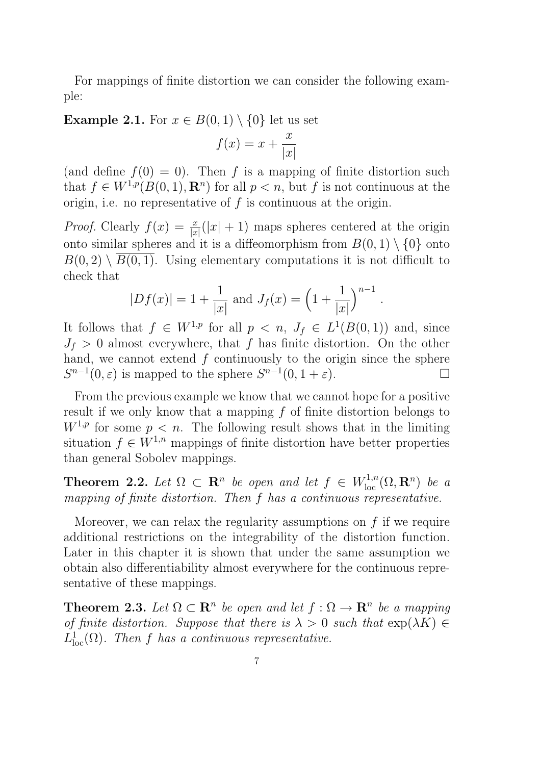For mappings of finite distortion we can consider the following example:

**Example 2.1.** For $x \in B(0,1) \setminus \{0\}$ let us set

$$f(x) = x + \frac{x}{|x|}$$

(and define $f(0) = 0$). Then $f$ is a mapping of finite distortion such that $f \in W^{1,p}(B(0,1), \mathbf{R}^n)$ for all $p < n$, but $f$ is not continuous at the origin, i.e. no representative of $f$ is continuous at the origin.

*Proof.* Clearly $f(x) = \frac{x}{|x|}(|x| + 1)$ maps spheres centered at the origin onto similar spheres and it is a diffeomorphism from $B(0,1) \setminus \{0\}$ onto $B(0,2) \setminus \overline{B(0,1)}$. Using elementary computations it is not difficult to check that

$$|Df(x)| = 1 + \frac{1}{|x|} \text{ and } J_f(x) = \Big(1 + \frac{1}{|x|}\Big)^{n-1} .$$

It follows that $f \in W^{1,p}$ for all $p < n$, $J_f \in L^1(B(0,1))$ and, since $J_f > 0$ almost everywhere, that $f$ has finite distortion. On the other hand, we cannot extend $f$ continuously to the origin since the sphere $S^{n-1}(0, \varepsilon)$ is mapped to the sphere $S^{n-1}(0, 1 + \varepsilon)$. □

From the previous example we know that we cannot hope for a positive result if we only know that a mapping $f$ of finite distortion belongs to $W^{1,p}$ for some $p < n$. The following result shows that in the limiting situation $f \in W^{1,n}$ mappings of finite distortion have better properties than general Sobolev mappings.

**Theorem 2.2.** *Let $\Omega \subset \mathbf{R}^n$ be open and let $f \in W^{1,n}_{\text{loc}}(\Omega, \mathbf{R}^n)$ be a mapping of finite distortion. Then $f$ has a continuous representative.*

Moreover, we can relax the regularity assumptions on $f$ if we require additional restrictions on the integrability of the distortion function. Later in this chapter it is shown that under the same assumption we obtain also differentiability almost everywhere for the continuous representative of these mappings.

**Theorem 2.3.** *Let $\Omega \subset \mathbf{R}^n$ be open and let $f : \Omega \to \mathbf{R}^n$ be a mapping of finite distortion. Suppose that there is $\lambda > 0$ such that $\exp(\lambda K) \in L^1_{\text{loc}}(\Omega)$. Then $f$ has a continuous representative.*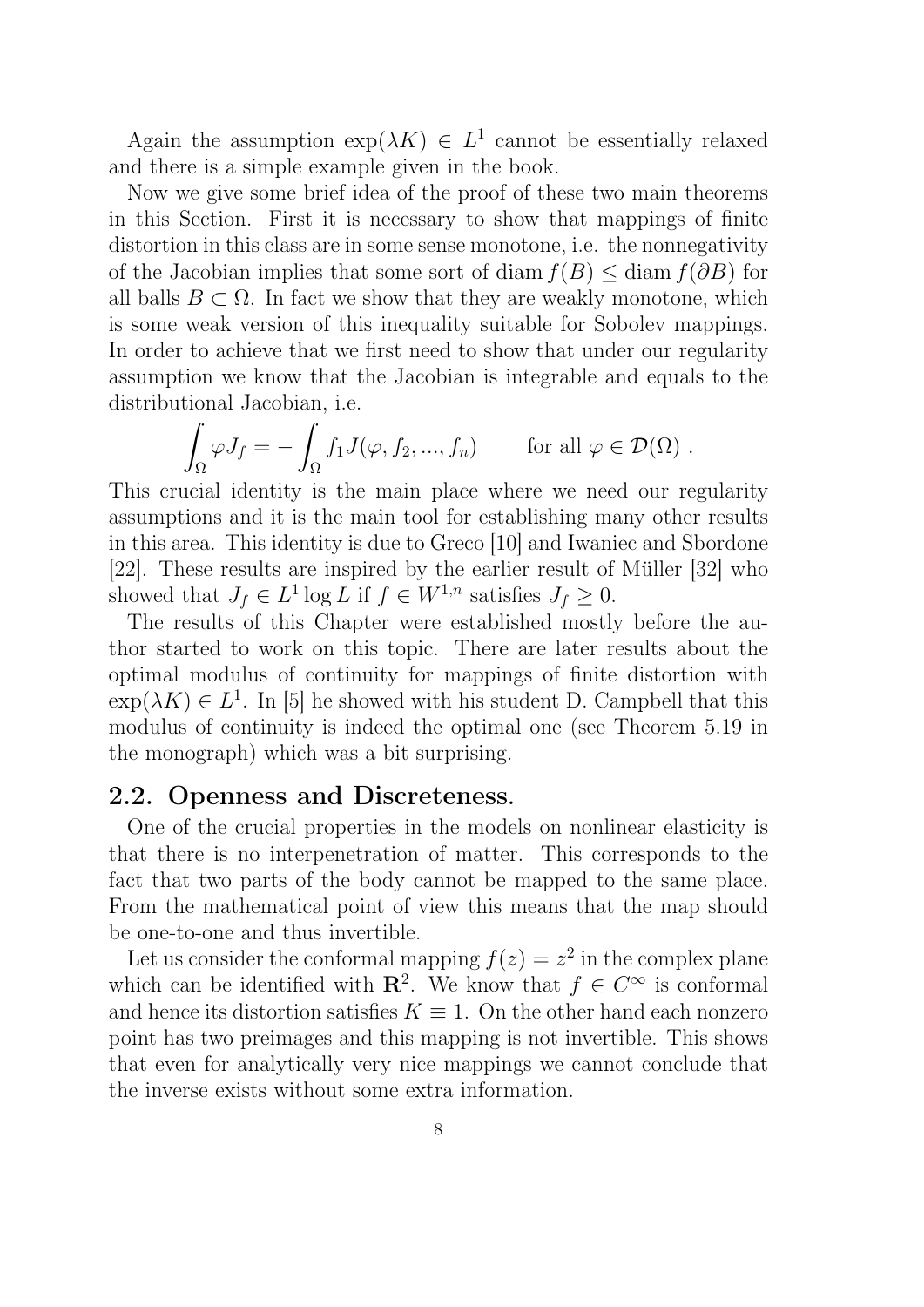Again the assumption $\exp(\lambda K) \in L^1$ cannot be essentially relaxed and there is a simple example given in the book.

Now we give some brief idea of the proof of these two main theorems in this Section. First it is necessary to show that mappings of finite distortion in this class are in some sense monotone, i.e. the nonnegativity of the Jacobian implies that some sort of $\operatorname{diam} f(B) \leq \operatorname{diam} f(\partial B)$ for all balls $B \subset \Omega$. In fact we show that they are weakly monotone, which is some weak version of this inequality suitable for Sobolev mappings. In order to achieve that we first need to show that under our regularity assumption we know that the Jacobian is integrable and equals to the distributional Jacobian, i.e.

$$\int_{\Omega} \varphi J_f = -\int_{\Omega} f_1 J(\varphi, f_2, ..., f_n) \qquad \text{for all } \varphi \in \mathcal{D}(\Omega) \ .$$

This crucial identity is the main place where we need our regularity assumptions and it is the main tool for establishing many other results in this area. This identity is due to Greco [10] and Iwaniec and Sbordone [22]. These results are inspired by the earlier result of Müller [32] who showed that $J_f \in L^1 \log L$ if $f \in W^{1,n}$ satisfies $J_f \geq 0$.

The results of this Chapter were established mostly before the author started to work on this topic. There are later results about the optimal modulus of continuity for mappings of finite distortion with $\exp(\lambda K) \in L^1$. In [5] he showed with his student D. Campbell that this modulus of continuity is indeed the optimal one (see Theorem 5.19 in the monograph) which was a bit surprising.

## 2.2. Openness and Discreteness.

One of the crucial properties in the models on nonlinear elasticity is that there is no interpenetration of matter. This corresponds to the fact that two parts of the body cannot be mapped to the same place. From the mathematical point of view this means that the map should be one-to-one and thus invertible.

Let us consider the conformal mapping $f(z) = z^2$ in the complex plane which can be identified with $\mathbf{R}^2$. We know that $f \in C^{\infty}$ is conformal and hence its distortion satisfies $K \equiv 1$. On the other hand each nonzero point has two preimages and this mapping is not invertible. This shows that even for analytically very nice mappings we cannot conclude that the inverse exists without some extra information.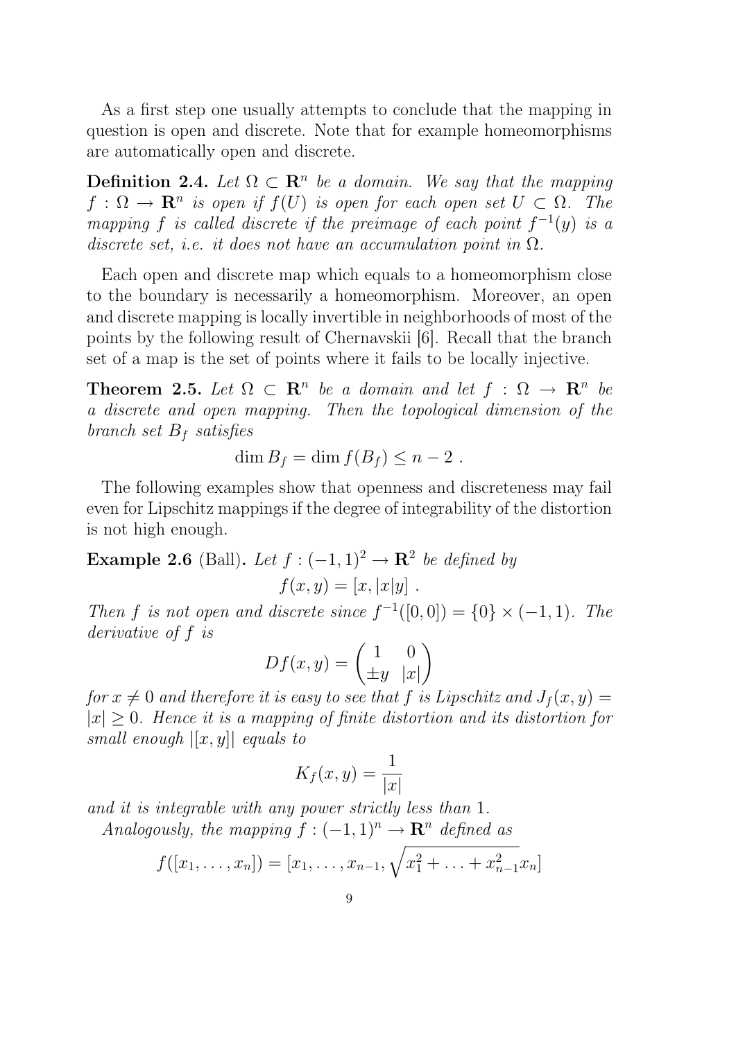As a first step one usually attempts to conclude that the mapping in question is open and discrete. Note that for example homeomorphisms are automatically open and discrete.

**Definition 2.4.** *Let $\Omega \subset \mathbf{R}^n$ be a domain. We say that the mapping $f : \Omega \to \mathbf{R}^n$ is open if $f(U)$ is open for each open set $U \subset \Omega$. The mapping $f$ is called discrete if the preimage of each point $f^{-1}(y)$ is a discrete set, i.e. it does not have an accumulation point in $\Omega$.*

Each open and discrete map which equals to a homeomorphism close to the boundary is necessarily a homeomorphism. Moreover, an open and discrete mapping is locally invertible in neighborhoods of most of the points by the following result of Chernavskii [6]. Recall that the branch set of a map is the set of points where it fails to be locally injective.

**Theorem 2.5.** *Let $\Omega \subset \mathbf{R}^n$ be a domain and let $f : \Omega \to \mathbf{R}^n$ be a discrete and open mapping. Then the topological dimension of the branch set $B_f$ satisfies*

$$\dim B_f = \dim f(B_f) \leq n - 2 \ .$$

The following examples show that openness and discreteness may fail even for Lipschitz mappings if the degree of integrability of the distortion is not high enough.

**Example 2.6** (Ball)**.** *Let $f : (-1, 1)^2 \to \mathbf{R}^2$ be defined by*

$$f(x, y) = [x, |x|y] \ .$$

*Then $f$ is not open and discrete since $f^{-1}([0, 0]) = \{0\} \times (-1, 1)$. The derivative of $f$ is*

$$Df(x, y) = \begin{pmatrix} 1 & 0 \\ \pm y & |x| \end{pmatrix}$$

*for $x \neq 0$ and therefore it is easy to see that $f$ is Lipschitz and $J_f(x, y) = |x| \geq 0$. Hence it is a mapping of finite distortion and its distortion for small enough $|[x, y]|$ equals to*

$$K_f(x, y) = \frac{1}{|x|}$$

*and it is integrable with any power strictly less than 1.*

*Analogously, the mapping $f : (-1, 1)^n \to \mathbf{R}^n$ defined as*

$$f([x_1, \ldots, x_n]) = [x_1, \ldots, x_{n-1}, \sqrt{x_1^2 + \ldots + x_{n-1}^2}\, x_n]$$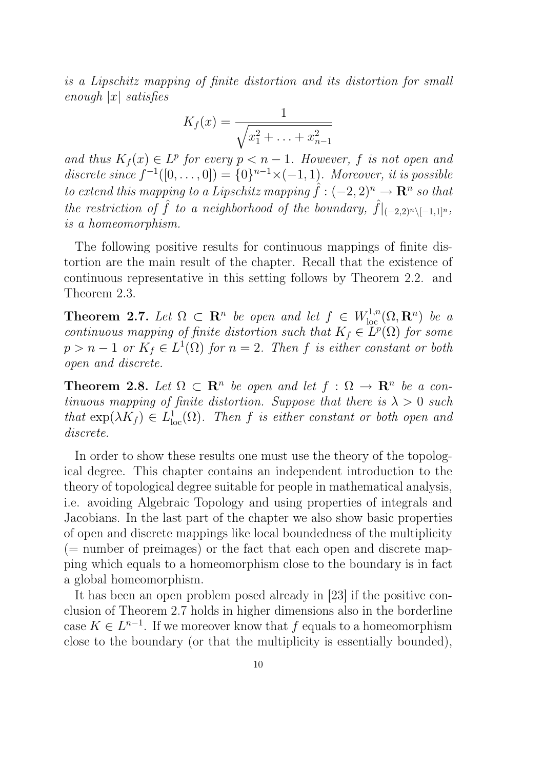*is a Lipschitz mapping of finite distortion and its distortion for small enough $|x|$ satisfies*

$$K_f(x) = \frac{1}{\sqrt{x_1^2 + \ldots + x_{n-1}^2}}$$

*and thus $K_f(x) \in L^p$ for every $p < n-1$. However, $f$ is not open and discrete since $f^{-1}([0, \ldots, 0]) = \{0\}^{n-1} \times (-1, 1)$. Moreover, it is possible to extend this mapping to a Lipschitz mapping $\hat{f} : (-2, 2)^n \to \mathbf{R}^n$ so that the restriction of $\hat{f}$ to a neighborhood of the boundary, $\hat{f}|_{(-2,2)^n \setminus [-1,1]^n}$, is a homeomorphism.*

The following positive results for continuous mappings of finite distortion are the main result of the chapter. Recall that the existence of continuous representative in this setting follows by Theorem 2.2. and Theorem 2.3.

**Theorem 2.7.** *Let $\Omega \subset \mathbf{R}^n$ be open and let $f \in W^{1,n}_{\mathrm{loc}}(\Omega, \mathbf{R}^n)$ be a continuous mapping of finite distortion such that $K_f \in L^p(\Omega)$ for some $p > n-1$ or $K_f \in L^1(\Omega)$ for $n = 2$. Then $f$ is either constant or both open and discrete.*

**Theorem 2.8.** *Let $\Omega \subset \mathbf{R}^n$ be open and let $f : \Omega \to \mathbf{R}^n$ be a continuous mapping of finite distortion. Suppose that there is $\lambda > 0$ such that $\exp(\lambda K_f) \in L^1_{\mathrm{loc}}(\Omega)$. Then $f$ is either constant or both open and discrete.*

In order to show these results one must use the theory of the topological degree. This chapter contains an independent introduction to the theory of topological degree suitable for people in mathematical analysis, i.e. avoiding Algebraic Topology and using properties of integrals and Jacobians. In the last part of the chapter we also show basic properties of open and discrete mappings like local boundedness of the multiplicity (= number of preimages) or the fact that each open and discrete mapping which equals to a homeomorphism close to the boundary is in fact a global homeomorphism.

It has been an open problem posed already in [23] if the positive conclusion of Theorem 2.7 holds in higher dimensions also in the borderline case $K \in L^{n-1}$. If we moreover know that $f$ equals to a homeomorphism close to the boundary (or that the multiplicity is essentially bounded),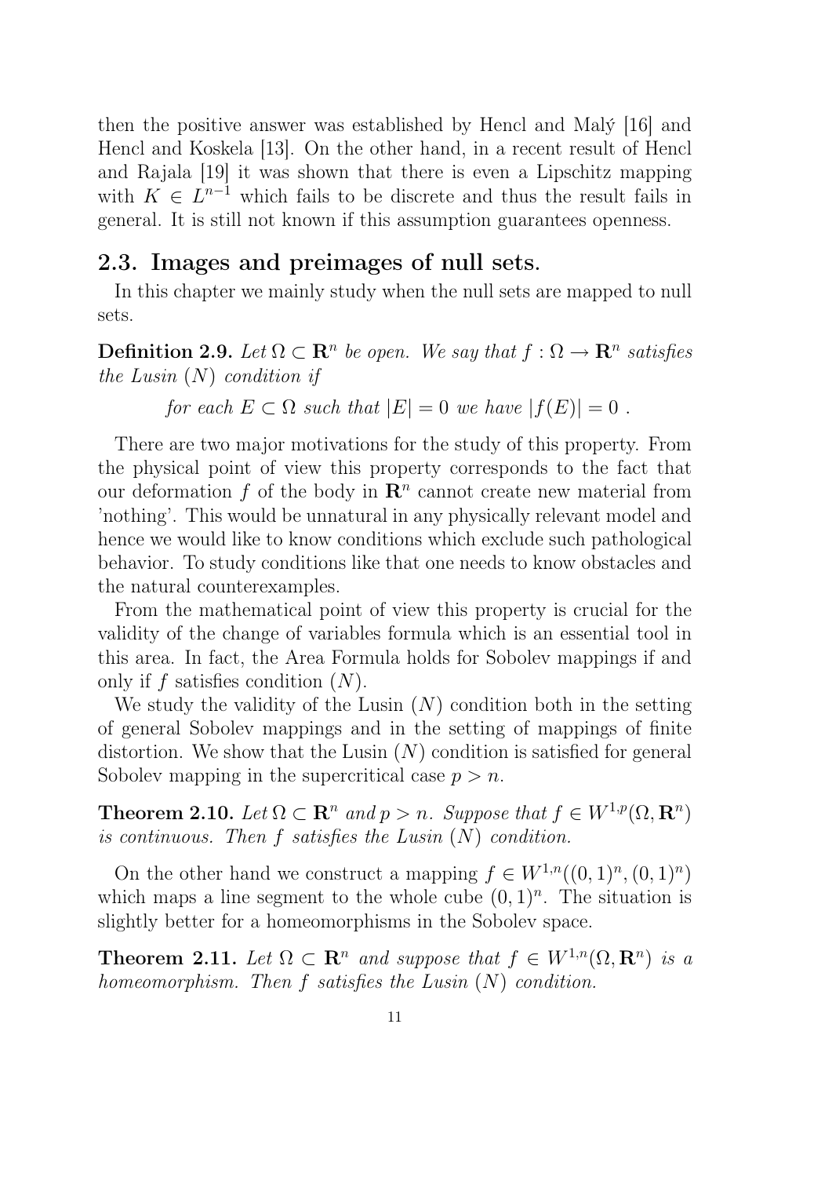then the positive answer was established by Hencl and Malý [16] and Hencl and Koskela [13]. On the other hand, in a recent result of Hencl and Rajala [19] it was shown that there is even a Lipschitz mapping with $K \in L^{n-1}$ which fails to be discrete and thus the result fails in general. It is still not known if this assumption guarantees openness.

## 2.3. Images and preimages of null sets.

In this chapter we mainly study when the null sets are mapped to null sets.

**Definition 2.9.** *Let $\Omega \subset \mathbf{R}^n$ be open. We say that $f : \Omega \to \mathbf{R}^n$ satisfies the Lusin $(N)$ condition if*

$$\textit{for each } E \subset \Omega \textit{ such that } |E| = 0 \textit{ we have } |f(E)| = 0 \ .$$

There are two major motivations for the study of this property. From the physical point of view this property corresponds to the fact that our deformation $f$ of the body in $\mathbf{R}^n$ cannot create new material from 'nothing'. This would be unnatural in any physically relevant model and hence we would like to know conditions which exclude such pathological behavior. To study conditions like that one needs to know obstacles and the natural counterexamples.

From the mathematical point of view this property is crucial for the validity of the change of variables formula which is an essential tool in this area. In fact, the Area Formula holds for Sobolev mappings if and only if $f$ satisfies condition $(N)$.

We study the validity of the Lusin $(N)$ condition both in the setting of general Sobolev mappings and in the setting of mappings of finite distortion. We show that the Lusin $(N)$ condition is satisfied for general Sobolev mapping in the supercritical case $p > n$.

**Theorem 2.10.** *Let $\Omega \subset \mathbf{R}^n$ and $p > n$. Suppose that $f \in W^{1,p}(\Omega, \mathbf{R}^n)$ is continuous. Then $f$ satisfies the Lusin $(N)$ condition.*

On the other hand we construct a mapping $f \in W^{1,n}((0,1)^n, (0,1)^n)$ which maps a line segment to the whole cube $(0,1)^n$. The situation is slightly better for a homeomorphisms in the Sobolev space.

**Theorem 2.11.** *Let $\Omega \subset \mathbf{R}^n$ and suppose that $f \in W^{1,n}(\Omega, \mathbf{R}^n)$ is a homeomorphism. Then $f$ satisfies the Lusin $(N)$ condition.*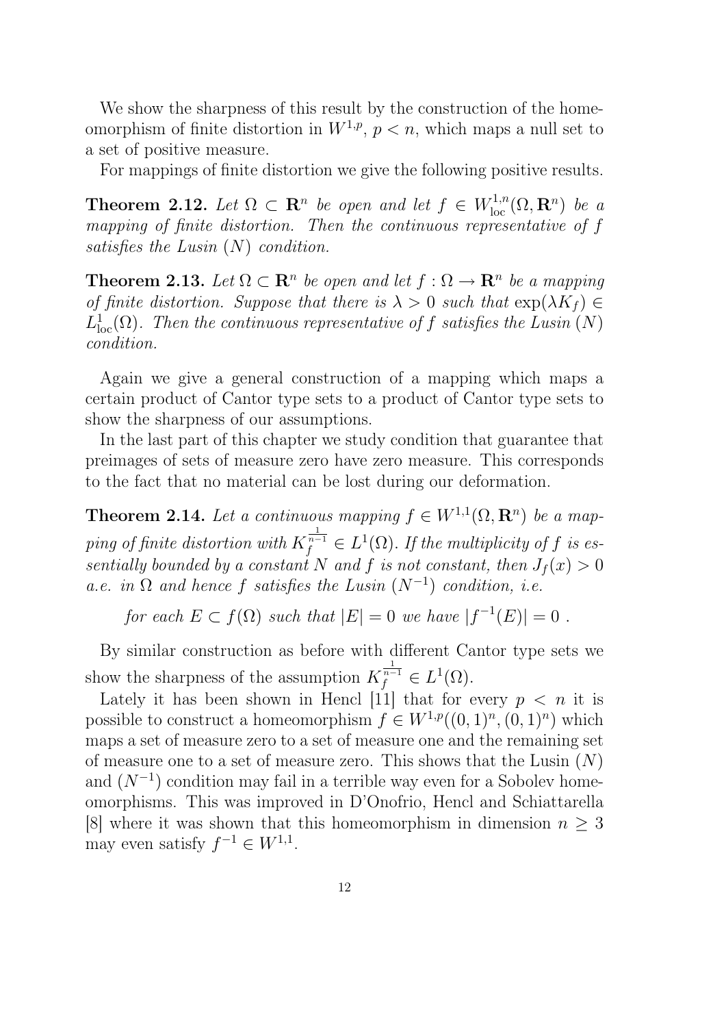We show the sharpness of this result by the construction of the homeomorphism of finite distortion in $W^{1,p}$, $p < n$, which maps a null set to a set of positive measure.

For mappings of finite distortion we give the following positive results.

**Theorem 2.12.** *Let $\Omega \subset \mathbf{R}^n$ be open and let $f \in W^{1,n}_{\mathrm{loc}}(\Omega, \mathbf{R}^n)$ be a mapping of finite distortion. Then the continuous representative of $f$ satisfies the Lusin $(N)$ condition.*

**Theorem 2.13.** *Let $\Omega \subset \mathbf{R}^n$ be open and let $f : \Omega \to \mathbf{R}^n$ be a mapping of finite distortion. Suppose that there is $\lambda > 0$ such that $\exp(\lambda K_f) \in L^1_{\mathrm{loc}}(\Omega)$. Then the continuous representative of $f$ satisfies the Lusin $(N)$ condition.*

Again we give a general construction of a mapping which maps a certain product of Cantor type sets to a product of Cantor type sets to show the sharpness of our assumptions.

In the last part of this chapter we study condition that guarantee that preimages of sets of measure zero have zero measure. This corresponds to the fact that no material can be lost during our deformation.

**Theorem 2.14.** *Let a continuous mapping $f \in W^{1,1}(\Omega, \mathbf{R}^n)$ be a mapping of finite distortion with $K_f^{\frac{1}{n-1}} \in L^1(\Omega)$. If the multiplicity of $f$ is essentially bounded by a constant $N$ and $f$ is not constant, then $J_f(x) > 0$ a.e. in $\Omega$ and hence $f$ satisfies the Lusin $(N^{-1})$ condition, i.e.*

$$\text{for each } E \subset f(\Omega) \text{ such that } |E| = 0 \text{ we have } |f^{-1}(E)| = 0 \ .$$

By similar construction as before with different Cantor type sets we show the sharpness of the assumption $K_f^{\frac{1}{n-1}} \in L^1(\Omega)$.

Lately it has been shown in Hencl [11] that for every $p < n$ it is possible to construct a homeomorphism $f \in W^{1,p}((0,1)^n, (0,1)^n)$ which maps a set of measure zero to a set of measure one and the remaining set of measure one to a set of measure zero. This shows that the Lusin $(N)$ and $(N^{-1})$ condition may fail in a terrible way even for a Sobolev homeomorphisms. This was improved in D'Onofrio, Hencl and Schiattarella [8] where it was shown that this homeomorphism in dimension $n \geq 3$ may even satisfy $f^{-1} \in W^{1,1}$.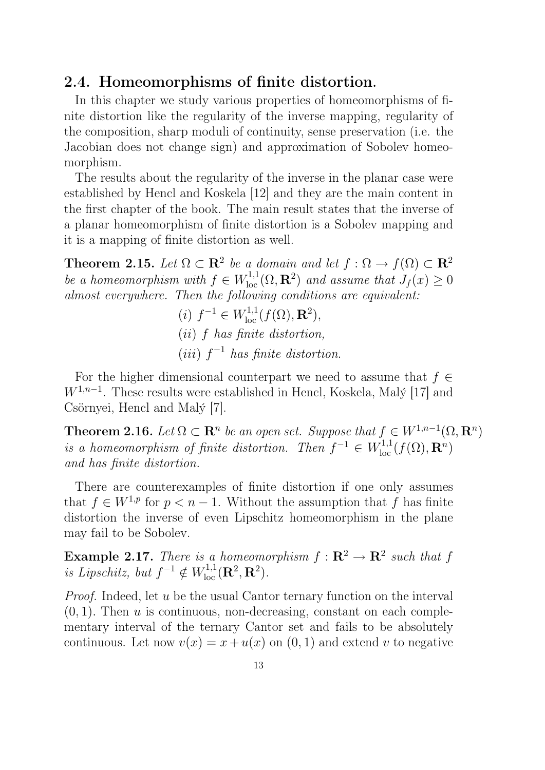## 2.4. Homeomorphisms of finite distortion.

In this chapter we study various properties of homeomorphisms of finite distortion like the regularity of the inverse mapping, regularity of the composition, sharp moduli of continuity, sense preservation (i.e. the Jacobian does not change sign) and approximation of Sobolev homeomorphism.

The results about the regularity of the inverse in the planar case were established by Hencl and Koskela [12] and they are the main content in the first chapter of the book. The main result states that the inverse of a planar homeomorphism of finite distortion is a Sobolev mapping and it is a mapping of finite distortion as well.

**Theorem 2.15.** *Let $\Omega \subset \mathbf{R}^2$ be a domain and let $f : \Omega \to f(\Omega) \subset \mathbf{R}^2$ be a homeomorphism with $f \in W^{1,1}_{\text{loc}}(\Omega, \mathbf{R}^2)$ and assume that $J_f(x) \geq 0$ almost everywhere. Then the following conditions are equivalent:*

$(i)$ $f^{-1} \in W^{1,1}_{\text{loc}}(f(\Omega), \mathbf{R}^2)$,
$(ii)$ *$f$ has finite distortion,*
$(iii)$ *$f^{-1}$ has finite distortion.*

For the higher dimensional counterpart we need to assume that $f \in W^{1,n-1}$. These results were established in Hencl, Koskela, Malý [17] and Csörnyei, Hencl and Malý [7].

**Theorem 2.16.** *Let $\Omega \subset \mathbf{R}^n$ be an open set. Suppose that $f \in W^{1,n-1}(\Omega, \mathbf{R}^n)$ is a homeomorphism of finite distortion. Then $f^{-1} \in W^{1,1}_{\text{loc}}(f(\Omega), \mathbf{R}^n)$ and has finite distortion.*

There are counterexamples of finite distortion if one only assumes that $f \in W^{1,p}$ for $p < n-1$. Without the assumption that $f$ has finite distortion the inverse of even Lipschitz homeomorphism in the plane may fail to be Sobolev.

**Example 2.17.** *There is a homeomorphism $f : \mathbf{R}^2 \to \mathbf{R}^2$ such that $f$ is Lipschitz, but $f^{-1} \notin W^{1,1}_{\text{loc}}(\mathbf{R}^2, \mathbf{R}^2)$.*

*Proof.* Indeed, let $u$ be the usual Cantor ternary function on the interval $(0, 1)$. Then $u$ is continuous, non-decreasing, constant on each complementary interval of the ternary Cantor set and fails to be absolutely continuous. Let now $v(x) = x + u(x)$ on $(0, 1)$ and extend $v$ to negative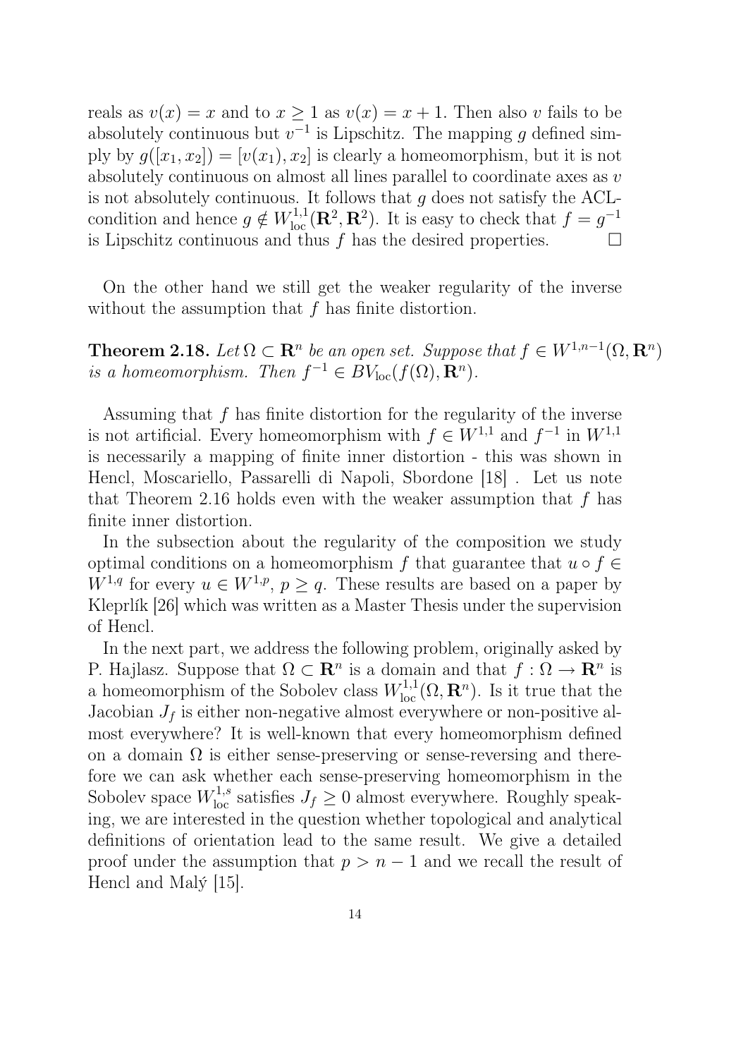reals as $v(x) = x$ and to $x \geq 1$ as $v(x) = x + 1$. Then also $v$ fails to be absolutely continuous but $v^{-1}$ is Lipschitz. The mapping $g$ defined simply by $g([x_1, x_2]) = [v(x_1), x_2]$ is clearly a homeomorphism, but it is not absolutely continuous on almost all lines parallel to coordinate axes as $v$ is not absolutely continuous. It follows that $g$ does not satisfy the ACL-condition and hence $g \notin W^{1,1}_{\text{loc}}(\mathbf{R}^2, \mathbf{R}^2)$. It is easy to check that $f = g^{-1}$ is Lipschitz continuous and thus $f$ has the desired properties. $\square$

On the other hand we still get the weaker regularity of the inverse without the assumption that $f$ has finite distortion.

**Theorem 2.18.** *Let $\Omega \subset \mathbf{R}^n$ be an open set. Suppose that $f \in W^{1,n-1}(\Omega, \mathbf{R}^n)$ is a homeomorphism. Then $f^{-1} \in BV_{\text{loc}}(f(\Omega), \mathbf{R}^n)$.*

Assuming that $f$ has finite distortion for the regularity of the inverse is not artificial. Every homeomorphism with $f \in W^{1,1}$ and $f^{-1}$ in $W^{1,1}$ is necessarily a mapping of finite inner distortion - this was shown in Hencl, Moscariello, Passarelli di Napoli, Sbordone [18] . Let us note that Theorem 2.16 holds even with the weaker assumption that $f$ has finite inner distortion.

In the subsection about the regularity of the composition we study optimal conditions on a homeomorphism $f$ that guarantee that $u \circ f \in W^{1,q}$ for every $u \in W^{1,p}$, $p \geq q$. These results are based on a paper by Kleprlík [26] which was written as a Master Thesis under the supervision of Hencl.

In the next part, we address the following problem, originally asked by P. Hajlasz. Suppose that $\Omega \subset \mathbf{R}^n$ is a domain and that $f : \Omega \to \mathbf{R}^n$ is a homeomorphism of the Sobolev class $W^{1,1}_{\text{loc}}(\Omega, \mathbf{R}^n)$. Is it true that the Jacobian $J_f$ is either non-negative almost everywhere or non-positive almost everywhere? It is well-known that every homeomorphism defined on a domain $\Omega$ is either sense-preserving or sense-reversing and therefore we can ask whether each sense-preserving homeomorphism in the Sobolev space $W^{1,s}_{\text{loc}}$ satisfies $J_f \geq 0$ almost everywhere. Roughly speaking, we are interested in the question whether topological and analytical definitions of orientation lead to the same result. We give a detailed proof under the assumption that $p > n - 1$ and we recall the result of Hencl and Malý [15].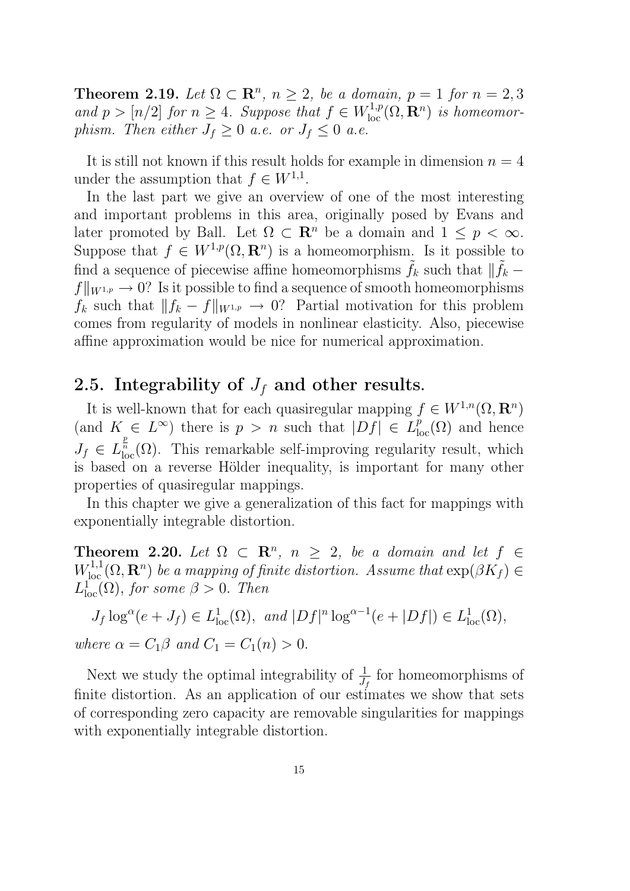**Theorem 2.19.** *Let $\Omega \subset \mathbf{R}^n$, $n \geq 2$, be a domain, $p = 1$ for $n = 2, 3$ and $p > [n/2]$ for $n \geq 4$. Suppose that $f \in W^{1,p}_{\text{loc}}(\Omega, \mathbf{R}^n)$ is homeomorphism. Then either $J_f \geq 0$ a.e. or $J_f \leq 0$ a.e.*

It is still not known if this result holds for example in dimension $n = 4$ under the assumption that $f \in W^{1,1}$.

In the last part we give an overview of one of the most interesting and important problems in this area, originally posed by Evans and later promoted by Ball. Let $\Omega \subset \mathbf{R}^n$ be a domain and $1 \leq p < \infty$. Suppose that $f \in W^{1,p}(\Omega, \mathbf{R}^n)$ is a homeomorphism. Is it possible to find a sequence of piecewise affine homeomorphisms $\tilde{f}_k$ such that $\|\tilde{f}_k - f\|_{W^{1,p}} \to 0$? Is it possible to find a sequence of smooth homeomorphisms $f_k$ such that $\|f_k - f\|_{W^{1,p}} \to 0$? Partial motivation for this problem comes from regularity of models in nonlinear elasticity. Also, piecewise affine approximation would be nice for numerical approximation.

## 2.5. Integrability of $J_f$ and other results.

It is well-known that for each quasiregular mapping $f \in W^{1,n}(\Omega, \mathbf{R}^n)$ (and $K \in L^\infty$) there is $p > n$ such that $|Df| \in L^p_{\text{loc}}(\Omega)$ and hence $J_f \in L^{\frac{p}{n}}_{\text{loc}}(\Omega)$. This remarkable self-improving regularity result, which is based on a reverse Hölder inequality, is important for many other properties of quasiregular mappings.

In this chapter we give a generalization of this fact for mappings with exponentially integrable distortion.

**Theorem 2.20.** *Let $\Omega \subset \mathbf{R}^n$, $n \geq 2$, be a domain and let $f \in W^{1,1}_{\text{loc}}(\Omega, \mathbf{R}^n)$ be a mapping of finite distortion. Assume that $\exp(\beta K_f) \in L^1_{\text{loc}}(\Omega)$, for some $\beta > 0$. Then*

$$J_f \log^\alpha(e + J_f) \in L^1_{\text{loc}}(\Omega), \text{ and } |Df|^n \log^{\alpha - 1}(e + |Df|) \in L^1_{\text{loc}}(\Omega),$$

*where $\alpha = C_1 \beta$ and $C_1 = C_1(n) > 0$.*

Next we study the optimal integrability of $\frac{1}{J_f}$ for homeomorphisms of finite distortion. As an application of our estimates we show that sets of corresponding zero capacity are removable singularities for mappings with exponentially integrable distortion.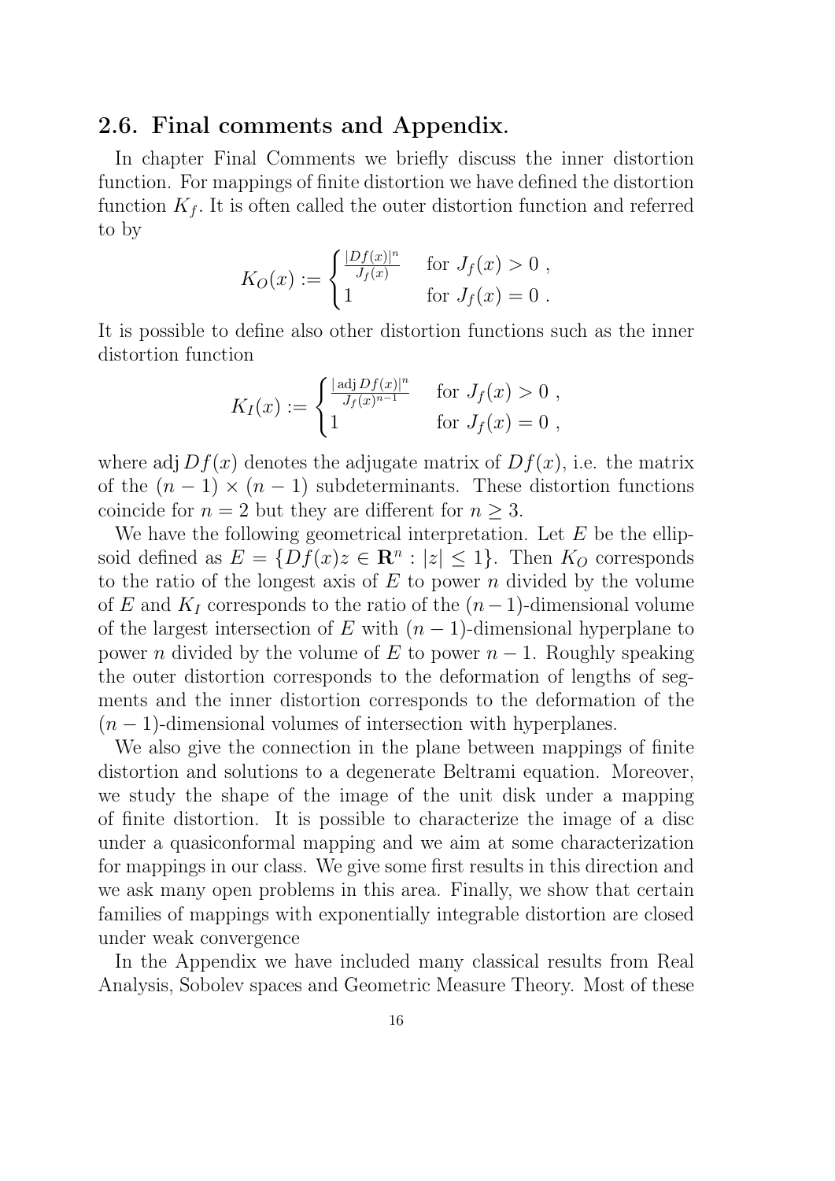## 2.6. Final comments and Appendix.

In chapter Final Comments we briefly discuss the inner distortion function. For mappings of finite distortion we have defined the distortion function $K_f$. It is often called the outer distortion function and referred to by

$$K_O(x) := \begin{cases} \frac{|Df(x)|^n}{J_f(x)} & \text{for } J_f(x) > 0 \ , \\ 1 & \text{for } J_f(x) = 0 \ . \end{cases}$$

It is possible to define also other distortion functions such as the inner distortion function

$$K_I(x) := \begin{cases} \frac{|\operatorname{adj} Df(x)|^n}{J_f(x)^{n-1}} & \text{for } J_f(x) > 0 \ , \\ 1 & \text{for } J_f(x) = 0 \ , \end{cases}$$

where $\operatorname{adj} Df(x)$ denotes the adjugate matrix of $Df(x)$, i.e. the matrix of the $(n-1) \times (n-1)$ subdeterminants. These distortion functions coincide for $n = 2$ but they are different for $n \geq 3$.

We have the following geometrical interpretation. Let $E$ be the ellipsoid defined as $E = \{Df(x)z \in \mathbf{R}^n : |z| \leq 1\}$. Then $K_O$ corresponds to the ratio of the longest axis of $E$ to power $n$ divided by the volume of $E$ and $K_I$ corresponds to the ratio of the $(n-1)$-dimensional volume of the largest intersection of $E$ with $(n-1)$-dimensional hyperplane to power $n$ divided by the volume of $E$ to power $n-1$. Roughly speaking the outer distortion corresponds to the deformation of lengths of segments and the inner distortion corresponds to the deformation of the $(n-1)$-dimensional volumes of intersection with hyperplanes.

We also give the connection in the plane between mappings of finite distortion and solutions to a degenerate Beltrami equation. Moreover, we study the shape of the image of the unit disk under a mapping of finite distortion. It is possible to characterize the image of a disc under a quasiconformal mapping and we aim at some characterization for mappings in our class. We give some first results in this direction and we ask many open problems in this area. Finally, we show that certain families of mappings with exponentially integrable distortion are closed under weak convergence

In the Appendix we have included many classical results from Real Analysis, Sobolev spaces and Geometric Measure Theory. Most of these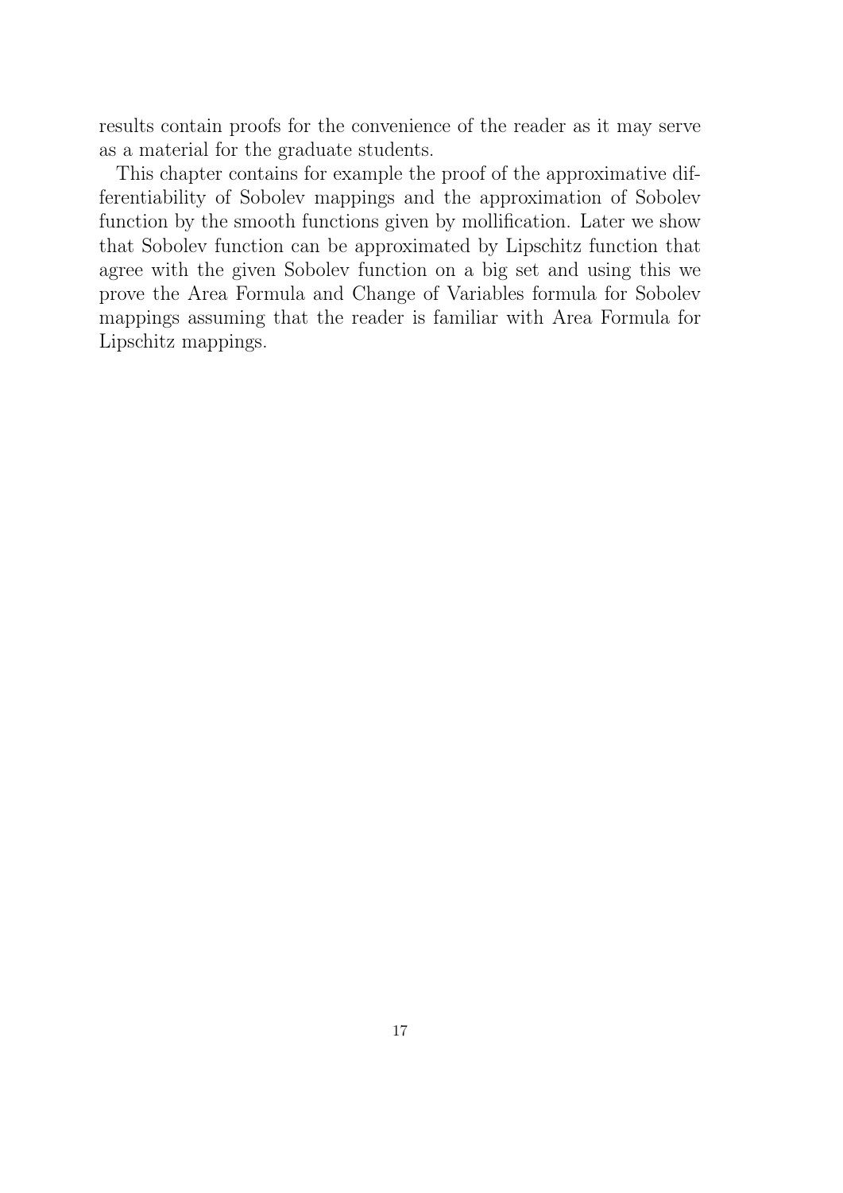results contain proofs for the convenience of the reader as it may serve as a material for the graduate students.

This chapter contains for example the proof of the approximative differentiability of Sobolev mappings and the approximation of Sobolev function by the smooth functions given by mollification. Later we show that Sobolev function can be approximated by Lipschitz function that agree with the given Sobolev function on a big set and using this we prove the Area Formula and Change of Variables formula for Sobolev mappings assuming that the reader is familiar with Area Formula for Lipschitz mappings.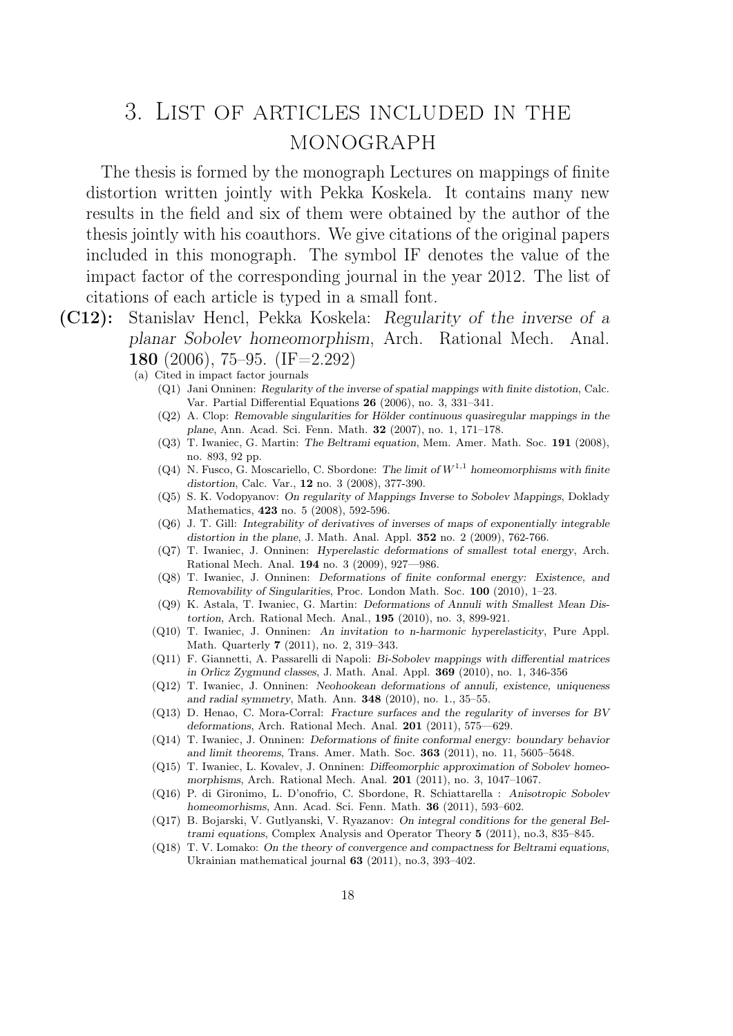# 3. List of articles included in the monograph

The thesis is formed by the monograph Lectures on mappings of finite distortion written jointly with Pekka Koskela. It contains many new results in the field and six of them were obtained by the author of the thesis jointly with his coauthors. We give citations of the original papers included in this monograph. The symbol IF denotes the value of the impact factor of the corresponding journal in the year 2012. The list of citations of each article is typed in a small font.

**(C12):** Stanislav Hencl, Pekka Koskela: *Regularity of the inverse of a planar Sobolev homeomorphism*, Arch. Rational Mech. Anal. **180** (2006), 75–95. (IF=2.292)

(a) Cited in impact factor journals

- (Q1) Jani Onninen: *Regularity of the inverse of spatial mappings with finite distotion*, Calc. Var. Partial Differential Equations **26** (2006), no. 3, 331–341.
- (Q2) A. Clop: *Removable singularities for Hölder continuous quasiregular mappings in the plane*, Ann. Acad. Sci. Fenn. Math. **32** (2007), no. 1, 171–178.
- (Q3) T. Iwaniec, G. Martin: *The Beltrami equation*, Mem. Amer. Math. Soc. **191** (2008), no. 893, 92 pp.
- (Q4) N. Fusco, G. Moscariello, C. Sbordone: *The limit of $W^{1,1}$ homeomorphisms with finite distortion*, Calc. Var., **12** no. 3 (2008), 377-390.
- (Q5) S. K. Vodopyanov: *On regularity of Mappings Inverse to Sobolev Mappings*, Doklady Mathematics, **423** no. 5 (2008), 592-596.
- (Q6) J. T. Gill: *Integrability of derivatives of inverses of maps of exponentially integrable distortion in the plane*, J. Math. Anal. Appl. **352** no. 2 (2009), 762-766.
- (Q7) T. Iwaniec, J. Onninen: *Hyperelastic deformations of smallest total energy*, Arch. Rational Mech. Anal. **194** no. 3 (2009), 927—986.
- (Q8) T. Iwaniec, J. Onninen: *Deformations of finite conformal energy: Existence, and Removability of Singularities*, Proc. London Math. Soc. **100** (2010), 1–23.
- (Q9) K. Astala, T. Iwaniec, G. Martin: *Deformations of Annuli with Smallest Mean Distortion*, Arch. Rational Mech. Anal., **195** (2010), no. 3, 899-921.
- (Q10) T. Iwaniec, J. Onninen: *An invitation to n-harmonic hyperelasticity*, Pure Appl. Math. Quarterly **7** (2011), no. 2, 319–343.
- (Q11) F. Giannetti, A. Passarelli di Napoli: *Bi-Sobolev mappings with differential matrices in Orlicz Zygmund classes*, J. Math. Anal. Appl. **369** (2010), no. 1, 346-356
- (Q12) T. Iwaniec, J. Onninen: *Neohookean deformations of annuli, existence, uniqueness and radial symmetry*, Math. Ann. **348** (2010), no. 1., 35–55.
- (Q13) D. Henao, C. Mora-Corral: *Fracture surfaces and the regularity of inverses for BV deformations*, Arch. Rational Mech. Anal. **201** (2011), 575—629.
- (Q14) T. Iwaniec, J. Onninen: *Deformations of finite conformal energy: boundary behavior and limit theorems*, Trans. Amer. Math. Soc. **363** (2011), no. 11, 5605–5648.
- (Q15) T. Iwaniec, L. Kovalev, J. Onninen: *Diffeomorphic approximation of Sobolev homeomorphisms*, Arch. Rational Mech. Anal. **201** (2011), no. 3, 1047–1067.
- (Q16) P. di Gironimo, L. D'onofrio, C. Sbordone, R. Schiattarella : *Anisotropic Sobolev homeomorhisms*, Ann. Acad. Sci. Fenn. Math. **36** (2011), 593–602.
- (Q17) B. Bojarski, V. Gutlyanski, V. Ryazanov: *On integral conditions for the general Beltrami equations*, Complex Analysis and Operator Theory **5** (2011), no.3, 835–845.
- (Q18) T. V. Lomako: *On the theory of convergence and compactness for Beltrami equations*, Ukrainian mathematical journal **63** (2011), no.3, 393–402.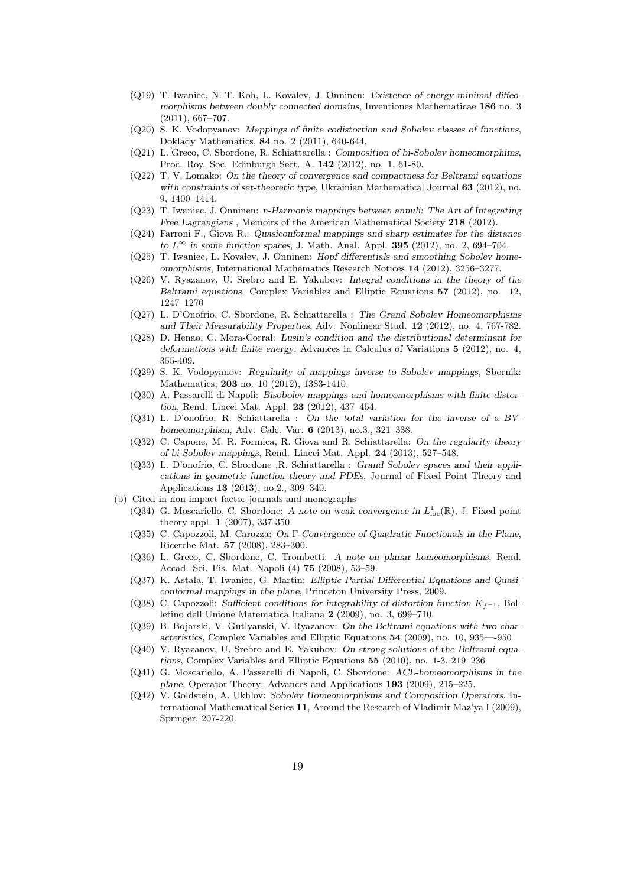- (Q19) T. Iwaniec, N.-T. Koh, L. Kovalev, J. Onninen: *Existence of energy-minimal diffeomorphisms between doubly connected domains*, Inventiones Mathematicae **186** no. 3 (2011), 667–707.
- (Q20) S. K. Vodopyanov: *Mappings of finite codistortion and Sobolev classes of functions*, Doklady Mathematics, **84** no. 2 (2011), 640-644.
- (Q21) L. Greco, C. Sbordone, R. Schiattarella : *Composition of bi-Sobolev homeomorphims*, Proc. Roy. Soc. Edinburgh Sect. A. **142** (2012), no. 1, 61-80.
- (Q22) T. V. Lomako: *On the theory of convergence and compactness for Beltrami equations with constraints of set-theoretic type*, Ukrainian Mathematical Journal **63** (2012), no. 9, 1400–1414.
- (Q23) T. Iwaniec, J. Onninen: *n-Harmonis mappings between annuli: The Art of Integrating Free Lagrangians* , Memoirs of the American Mathematical Society **218** (2012).
- (Q24) Farroni F., Giova R.: *Quasiconformal mappings and sharp estimates for the distance to $L^\infty$ in some function spaces*, J. Math. Anal. Appl. **395** (2012), no. 2, 694–704.
- (Q25) T. Iwaniec, L. Kovalev, J. Onninen: *Hopf differentials and smoothing Sobolev homeomorphisms*, International Mathematics Research Notices **14** (2012), 3256–3277.
- (Q26) V. Ryazanov, U. Srebro and E. Yakubov: *Integral conditions in the theory of the Beltrami equations*, Complex Variables and Elliptic Equations **57** (2012), no. 12, 1247–1270
- (Q27) L. D'Onofrio, C. Sbordone, R. Schiattarella : *The Grand Sobolev Homeomorphisms and Their Measurability Properties*, Adv. Nonlinear Stud. **12** (2012), no. 4, 767-782.
- (Q28) D. Henao, C. Mora-Corral: *Lusin's condition and the distributional determinant for deformations with finite energy*, Advances in Calculus of Variations **5** (2012), no. 4, 355-409.
- (Q29) S. K. Vodopyanov: *Regularity of mappings inverse to Sobolev mappings*, Sbornik: Mathematics, **203** no. 10 (2012), 1383-1410.
- (Q30) A. Passarelli di Napoli: *Bisobolev mappings and homeomorphisms with finite distortion*, Rend. Lincei Mat. Appl. **23** (2012), 437–454.
- (Q31) L. D'onofrio, R. Schiattarella : *On the total variation for the inverse of a BV-homeomorphism*, Adv. Calc. Var. **6** (2013), no.3., 321–338.
- (Q32) C. Capone, M. R. Formica, R. Giova and R. Schiattarella: *On the regularity theory of bi-Sobolev mappings*, Rend. Lincei Mat. Appl. **24** (2013), 527–548.
- (Q33) L. D'onofrio, C. Sbordone ,R. Schiattarella : *Grand Sobolev spaces and their applications in geometric function theory and PDEs*, Journal of Fixed Point Theory and Applications **13** (2013), no.2., 309–340.

(b) Cited in non-impact factor journals and monographs

- (Q34) G. Moscariello, C. Sbordone: *A note on weak convergence in $L^1_{\mathrm{loc}}(\mathbb{R})$*, J. Fixed point theory appl. **1** (2007), 337-350.
- (Q35) C. Capozzoli, M. Carozza: *On $\Gamma$-Convergence of Quadratic Functionals in the Plane*, Ricerche Mat. **57** (2008), 283–300.
- (Q36) L. Greco, C. Sbordone, C. Trombetti: *A note on planar homeomorphisms*, Rend. Accad. Sci. Fis. Mat. Napoli (4) **75** (2008), 53–59.
- (Q37) K. Astala, T. Iwaniec, G. Martin: *Elliptic Partial Differential Equations and Quasiconformal mappings in the plane*, Princeton University Press, 2009.
- (Q38) C. Capozzoli: *Sufficient conditions for integrability of distortion function $K_{f^{-1}}$*, Bolletino dell Unione Matematica Italiana **2** (2009), no. 3, 699–710.
- (Q39) B. Bojarski, V. Gutlyanski, V. Ryazanov: *On the Beltrami equations with two characteristics*, Complex Variables and Elliptic Equations **54** (2009), no. 10, 935—-950
- (Q40) V. Ryazanov, U. Srebro and E. Yakubov: *On strong solutions of the Beltrami equations*, Complex Variables and Elliptic Equations **55** (2010), no. 1-3, 219–236
- (Q41) G. Moscariello, A. Passarelli di Napoli, C. Sbordone: *ACL-homeomorphisms in the plane*, Operator Theory: Advances and Applications **193** (2009), 215–225.
- (Q42) V. Goldstein, A. Ukhlov: *Sobolev Homeomorphisms and Composition Operators*, International Mathematical Series **11**, Around the Research of Vladimir Maz'ya I (2009), Springer, 207-220.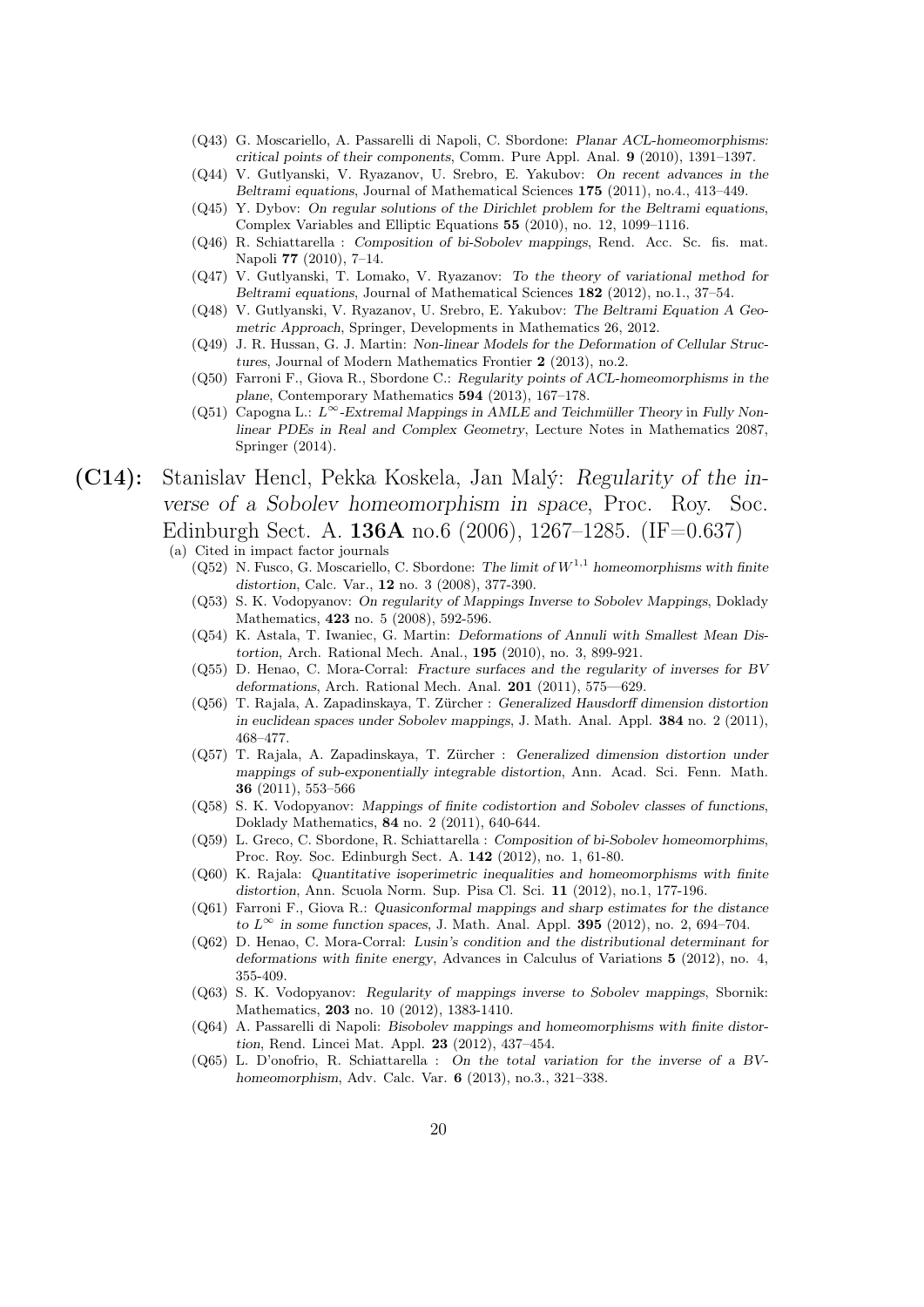- (Q43) G. Moscariello, A. Passarelli di Napoli, C. Sbordone: *Planar ACL-homeomorphisms: critical points of their components*, Comm. Pure Appl. Anal. **9** (2010), 1391–1397.
- (Q44) V. Gutlyanski, V. Ryazanov, U. Srebro, E. Yakubov: *On recent advances in the Beltrami equations*, Journal of Mathematical Sciences **175** (2011), no.4., 413–449.
- (Q45) Y. Dybov: *On regular solutions of the Dirichlet problem for the Beltrami equations*, Complex Variables and Elliptic Equations **55** (2010), no. 12, 1099–1116.
- (Q46) R. Schiattarella : *Composition of bi-Sobolev mappings*, Rend. Acc. Sc. fis. mat. Napoli **77** (2010), 7–14.
- (Q47) V. Gutlyanski, T. Lomako, V. Ryazanov: *To the theory of variational method for Beltrami equations*, Journal of Mathematical Sciences **182** (2012), no.1., 37–54.
- (Q48) V. Gutlyanski, V. Ryazanov, U. Srebro, E. Yakubov: *The Beltrami Equation A Geometric Approach*, Springer, Developments in Mathematics 26, 2012.
- (Q49) J. R. Hussan, G. J. Martin: *Non-linear Models for the Deformation of Cellular Structures*, Journal of Modern Mathematics Frontier **2** (2013), no.2.
- (Q50) Farroni F., Giova R., Sbordone C.: *Regularity points of ACL-homeomorphisms in the plane*, Contemporary Mathematics **594** (2013), 167–178.
- (Q51) Capogna L.: *$L^\infty$-Extremal Mappings in AMLE and Teichmüller Theory* in *Fully Nonlinear PDEs in Real and Complex Geometry*, Lecture Notes in Mathematics 2087, Springer (2014).

**(C14):** Stanislav Hencl, Pekka Koskela, Jan Malý: *Regularity of the inverse of a Sobolev homeomorphism in space*, Proc. Roy. Soc. Edinburgh Sect. A. **136A** no.6 (2006), 1267–1285. (IF=0.637)

(a) Cited in impact factor journals

- (Q52) N. Fusco, G. Moscariello, C. Sbordone: *The limit of $W^{1,1}$ homeomorphisms with finite distortion*, Calc. Var., **12** no. 3 (2008), 377-390.
- (Q53) S. K. Vodopyanov: *On regularity of Mappings Inverse to Sobolev Mappings*, Doklady Mathematics, **423** no. 5 (2008), 592-596.
- (Q54) K. Astala, T. Iwaniec, G. Martin: *Deformations of Annuli with Smallest Mean Distortion*, Arch. Rational Mech. Anal., **195** (2010), no. 3, 899-921.
- (Q55) D. Henao, C. Mora-Corral: *Fracture surfaces and the regularity of inverses for BV deformations*, Arch. Rational Mech. Anal. **201** (2011), 575—629.
- (Q56) T. Rajala, A. Zapadinskaya, T. Zürcher : *Generalized Hausdorff dimension distortion in euclidean spaces under Sobolev mappings*, J. Math. Anal. Appl. **384** no. 2 (2011), 468–477.
- (Q57) T. Rajala, A. Zapadinskaya, T. Zürcher : *Generalized dimension distortion under mappings of sub-exponentially integrable distortion*, Ann. Acad. Sci. Fenn. Math. **36** (2011), 553–566
- (Q58) S. K. Vodopyanov: *Mappings of finite codistortion and Sobolev classes of functions*, Doklady Mathematics, **84** no. 2 (2011), 640-644.
- (Q59) L. Greco, C. Sbordone, R. Schiattarella : *Composition of bi-Sobolev homeomorphims*, Proc. Roy. Soc. Edinburgh Sect. A. **142** (2012), no. 1, 61-80.
- (Q60) K. Rajala: *Quantitative isoperimetric inequalities and homeomorphisms with finite distortion*, Ann. Scuola Norm. Sup. Pisa Cl. Sci. **11** (2012), no.1, 177-196.
- (Q61) Farroni F., Giova R.: *Quasiconformal mappings and sharp estimates for the distance to $L^\infty$ in some function spaces*, J. Math. Anal. Appl. **395** (2012), no. 2, 694–704.
- (Q62) D. Henao, C. Mora-Corral: *Lusin's condition and the distributional determinant for deformations with finite energy*, Advances in Calculus of Variations **5** (2012), no. 4, 355-409.
- (Q63) S. K. Vodopyanov: *Regularity of mappings inverse to Sobolev mappings*, Sbornik: Mathematics, **203** no. 10 (2012), 1383-1410.
- (Q64) A. Passarelli di Napoli: *Bisobolev mappings and homeomorphisms with finite distortion*, Rend. Lincei Mat. Appl. **23** (2012), 437–454.
- (Q65) L. D'onofrio, R. Schiattarella : *On the total variation for the inverse of a BV-homeomorphism*, Adv. Calc. Var. **6** (2013), no.3., 321–338.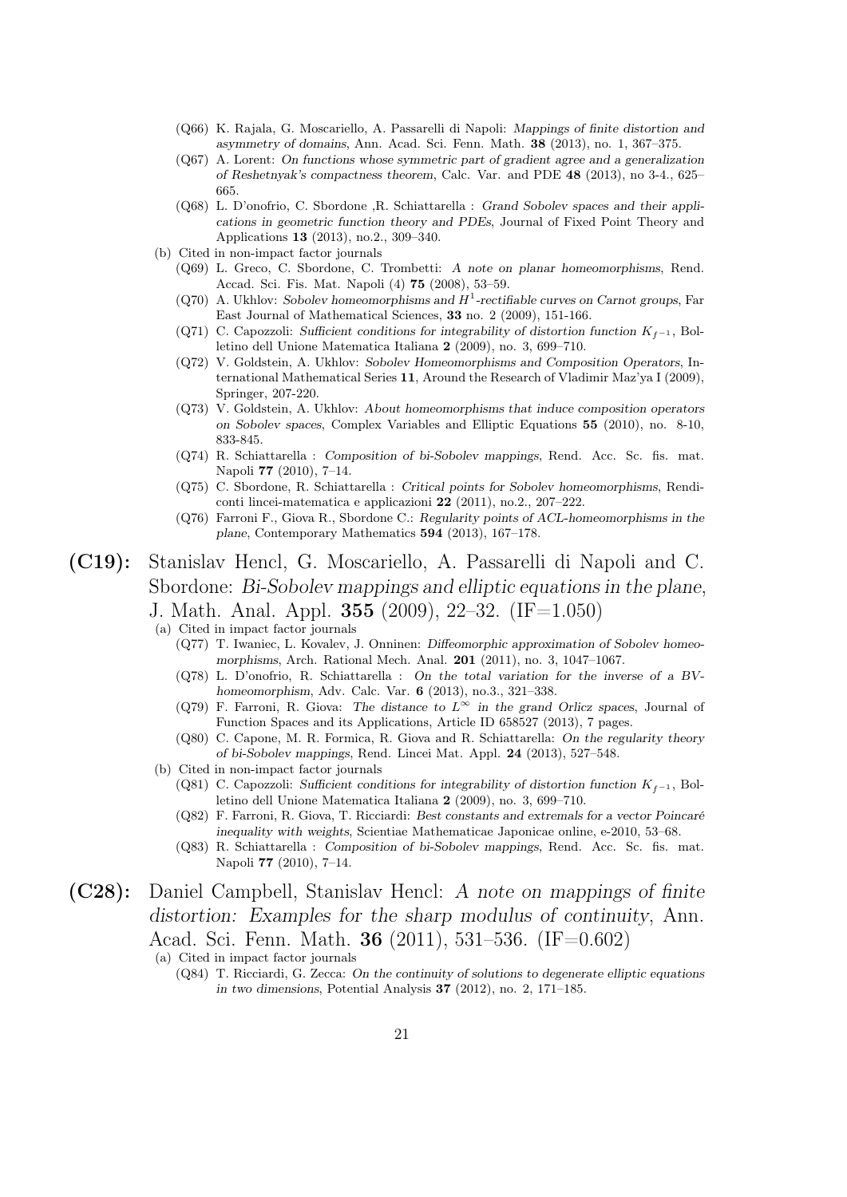- (Q66) K. Rajala, G. Moscariello, A. Passarelli di Napoli: *Mappings of finite distortion and asymmetry of domains*, Ann. Acad. Sci. Fenn. Math. **38** (2013), no. 1, 367–375.
- (Q67) A. Lorent: *On functions whose symmetric part of gradient agree and a generalization of Reshetnyak's compactness theorem*, Calc. Var. and PDE **48** (2013), no 3-4., 625–665.
- (Q68) L. D'onofrio, C. Sbordone ,R. Schiattarella : *Grand Sobolev spaces and their applications in geometric function theory and PDEs*, Journal of Fixed Point Theory and Applications **13** (2013), no.2., 309–340.

(b) Cited in non-impact factor journals

- (Q69) L. Greco, C. Sbordone, C. Trombetti: *A note on planar homeomorphisms*, Rend. Accad. Sci. Fis. Mat. Napoli (4) **75** (2008), 53–59.
- (Q70) A. Ukhlov: *Sobolev homeomorphisms and $H^1$-rectifiable curves on Carnot groups*, Far East Journal of Mathematical Sciences, **33** no. 2 (2009), 151-166.
- (Q71) C. Capozzoli: *Sufficient conditions for integrability of distortion function $K_{f^{-1}}$*, Bolletino dell Unione Matematica Italiana **2** (2009), no. 3, 699–710.
- (Q72) V. Goldstein, A. Ukhlov: *Sobolev Homeomorphisms and Composition Operators*, International Mathematical Series **11**, Around the Research of Vladimir Maz'ya I (2009), Springer, 207-220.
- (Q73) V. Goldstein, A. Ukhlov: *About homeomorphisms that induce composition operators on Sobolev spaces*, Complex Variables and Elliptic Equations **55** (2010), no. 8-10, 833-845.
- (Q74) R. Schiattarella : *Composition of bi-Sobolev mappings*, Rend. Acc. Sc. fis. mat. Napoli **77** (2010), 7–14.
- (Q75) C. Sbordone, R. Schiattarella : *Critical points for Sobolev homeomorphisms*, Rendiconti lincei-matematica e applicazioni **22** (2011), no.2., 207–222.
- (Q76) Farroni F., Giova R., Sbordone C.: *Regularity points of ACL-homeomorphisms in the plane*, Contemporary Mathematics **594** (2013), 167–178.

**(C19):** Stanislav Hencl, G. Moscariello, A. Passarelli di Napoli and C. Sbordone: *Bi-Sobolev mappings and elliptic equations in the plane*, J. Math. Anal. Appl. **355** (2009), 22–32. (IF=1.050)

(a) Cited in impact factor journals

- (Q77) T. Iwaniec, L. Kovalev, J. Onninen: *Diffeomorphic approximation of Sobolev homeomorphisms*, Arch. Rational Mech. Anal. **201** (2011), no. 3, 1047–1067.
- (Q78) L. D'onofrio, R. Schiattarella : *On the total variation for the inverse of a BV-homeomorphism*, Adv. Calc. Var. **6** (2013), no.3., 321–338.
- (Q79) F. Farroni, R. Giova: *The distance to $L^\infty$ in the grand Orlicz spaces*, Journal of Function Spaces and its Applications, Article ID 658527 (2013), 7 pages.
- (Q80) C. Capone, M. R. Formica, R. Giova and R. Schiattarella: *On the regularity theory of bi-Sobolev mappings*, Rend. Lincei Mat. Appl. **24** (2013), 527–548.

(b) Cited in non-impact factor journals

- (Q81) C. Capozzoli: *Sufficient conditions for integrability of distortion function $K_{f^{-1}}$*, Bolletino dell Unione Matematica Italiana **2** (2009), no. 3, 699–710.
- (Q82) F. Farroni, R. Giova, T. Ricciardi: *Best constants and extremals for a vector Poincaré inequality with weights*, Scientiae Mathematicae Japonicae online, e-2010, 53–68.
- (Q83) R. Schiattarella : *Composition of bi-Sobolev mappings*, Rend. Acc. Sc. fis. mat. Napoli **77** (2010), 7–14.

**(C28):** Daniel Campbell, Stanislav Hencl: *A note on mappings of finite distortion: Examples for the sharp modulus of continuity*, Ann. Acad. Sci. Fenn. Math. **36** (2011), 531–536. (IF=0.602)

(a) Cited in impact factor journals

- (Q84) T. Ricciardi, G. Zecca: *On the continuity of solutions to degenerate elliptic equations in two dimensions*, Potential Analysis **37** (2012), no. 2, 171–185.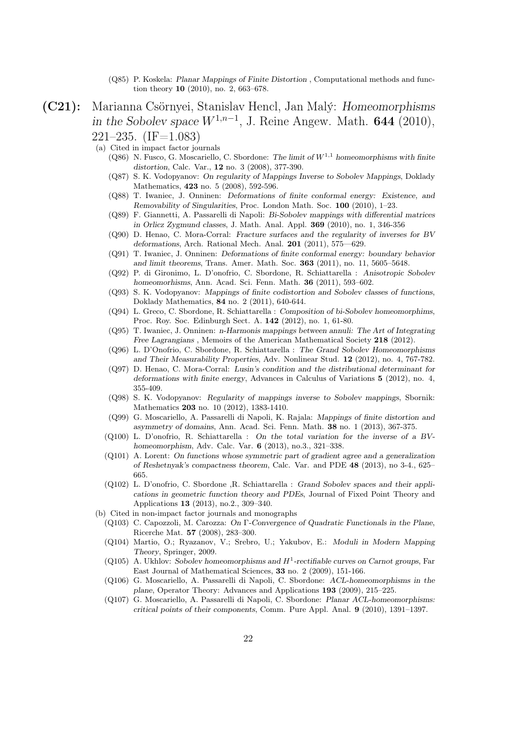- (Q85) P. Koskela: *Planar Mappings of Finite Distortion* , Computational methods and function theory **10** (2010), no. 2, 663–678.

## (C21): Marianna Csörnyei, Stanislav Hencl, Jan Malý: *Homeomorphisms in the Sobolev space $W^{1,n-1}$*, J. Reine Angew. Math. **644** (2010), 221–235. (IF=1.083)

(a) Cited in impact factor journals

- (Q86) N. Fusco, G. Moscariello, C. Sbordone: *The limit of $W^{1,1}$ homeomorphisms with finite distortion*, Calc. Var., **12** no. 3 (2008), 377-390.
- (Q87) S. K. Vodopyanov: *On regularity of Mappings Inverse to Sobolev Mappings*, Doklady Mathematics, **423** no. 5 (2008), 592-596.
- (Q88) T. Iwaniec, J. Onninen: *Deformations of finite conformal energy: Existence, and Removability of Singularities*, Proc. London Math. Soc. **100** (2010), 1–23.
- (Q89) F. Giannetti, A. Passarelli di Napoli: *Bi-Sobolev mappings with differential matrices in Orlicz Zygmund classes*, J. Math. Anal. Appl. **369** (2010), no. 1, 346-356
- (Q90) D. Henao, C. Mora-Corral: *Fracture surfaces and the regularity of inverses for BV deformations*, Arch. Rational Mech. Anal. **201** (2011), 575—629.
- (Q91) T. Iwaniec, J. Onninen: *Deformations of finite conformal energy: boundary behavior and limit theorems*, Trans. Amer. Math. Soc. **363** (2011), no. 11, 5605–5648.
- (Q92) P. di Gironimo, L. D'onofrio, C. Sbordone, R. Schiattarella : *Anisotropic Sobolev homeomorhisms*, Ann. Acad. Sci. Fenn. Math. **36** (2011), 593–602.
- (Q93) S. K. Vodopyanov: *Mappings of finite codistortion and Sobolev classes of functions*, Doklady Mathematics, **84** no. 2 (2011), 640-644.
- (Q94) L. Greco, C. Sbordone, R. Schiattarella : *Composition of bi-Sobolev homeomorphims*, Proc. Roy. Soc. Edinburgh Sect. A. **142** (2012), no. 1, 61-80.
- (Q95) T. Iwaniec, J. Onninen: *n-Harmonis mappings between annuli: The Art of Integrating Free Lagrangians* , Memoirs of the American Mathematical Society **218** (2012).
- (Q96) L. D'Onofrio, C. Sbordone, R. Schiattarella : *The Grand Sobolev Homeomorphisms and Their Measurability Properties*, Adv. Nonlinear Stud. **12** (2012), no. 4, 767-782.
- (Q97) D. Henao, C. Mora-Corral: *Lusin's condition and the distributional determinant for deformations with finite energy*, Advances in Calculus of Variations **5** (2012), no. 4, 355-409.
- (Q98) S. K. Vodopyanov: *Regularity of mappings inverse to Sobolev mappings*, Sbornik: Mathematics **203** no. 10 (2012), 1383-1410.
- (Q99) G. Moscariello, A. Passarelli di Napoli, K. Rajala: *Mappings of finite distortion and asymmetry of domains*, Ann. Acad. Sci. Fenn. Math. **38** no. 1 (2013), 367-375.
- (Q100) L. D'onofrio, R. Schiattarella : *On the total variation for the inverse of a BV-homeomorphism*, Adv. Calc. Var. **6** (2013), no.3., 321–338.
- (Q101) A. Lorent: *On functions whose symmetric part of gradient agree and a generalization of Reshetnyak's compactness theorem*, Calc. Var. and PDE **48** (2013), no 3-4., 625–665.
- (Q102) L. D'onofrio, C. Sbordone ,R. Schiattarella : *Grand Sobolev spaces and their applications in geometric function theory and PDEs*, Journal of Fixed Point Theory and Applications **13** (2013), no.2., 309–340.

(b) Cited in non-impact factor journals and monographs

- (Q103) C. Capozzoli, M. Carozza: *On Γ-Convergence of Quadratic Functionals in the Plane*, Ricerche Mat. **57** (2008), 283–300.
- (Q104) Martio, O.; Ryazanov, V.; Srebro, U.; Yakubov, E.: *Moduli in Modern Mapping Theory*, Springer, 2009.
- (Q105) A. Ukhlov: *Sobolev homeomorphisms and $H^1$-rectifiable curves on Carnot groups*, Far East Journal of Mathematical Sciences, **33** no. 2 (2009), 151-166.
- (Q106) G. Moscariello, A. Passarelli di Napoli, C. Sbordone: *ACL-homeomorphisms in the plane*, Operator Theory: Advances and Applications **193** (2009), 215–225.
- (Q107) G. Moscariello, A. Passarelli di Napoli, C. Sbordone: *Planar ACL-homeomorphisms: critical points of their components*, Comm. Pure Appl. Anal. **9** (2010), 1391–1397.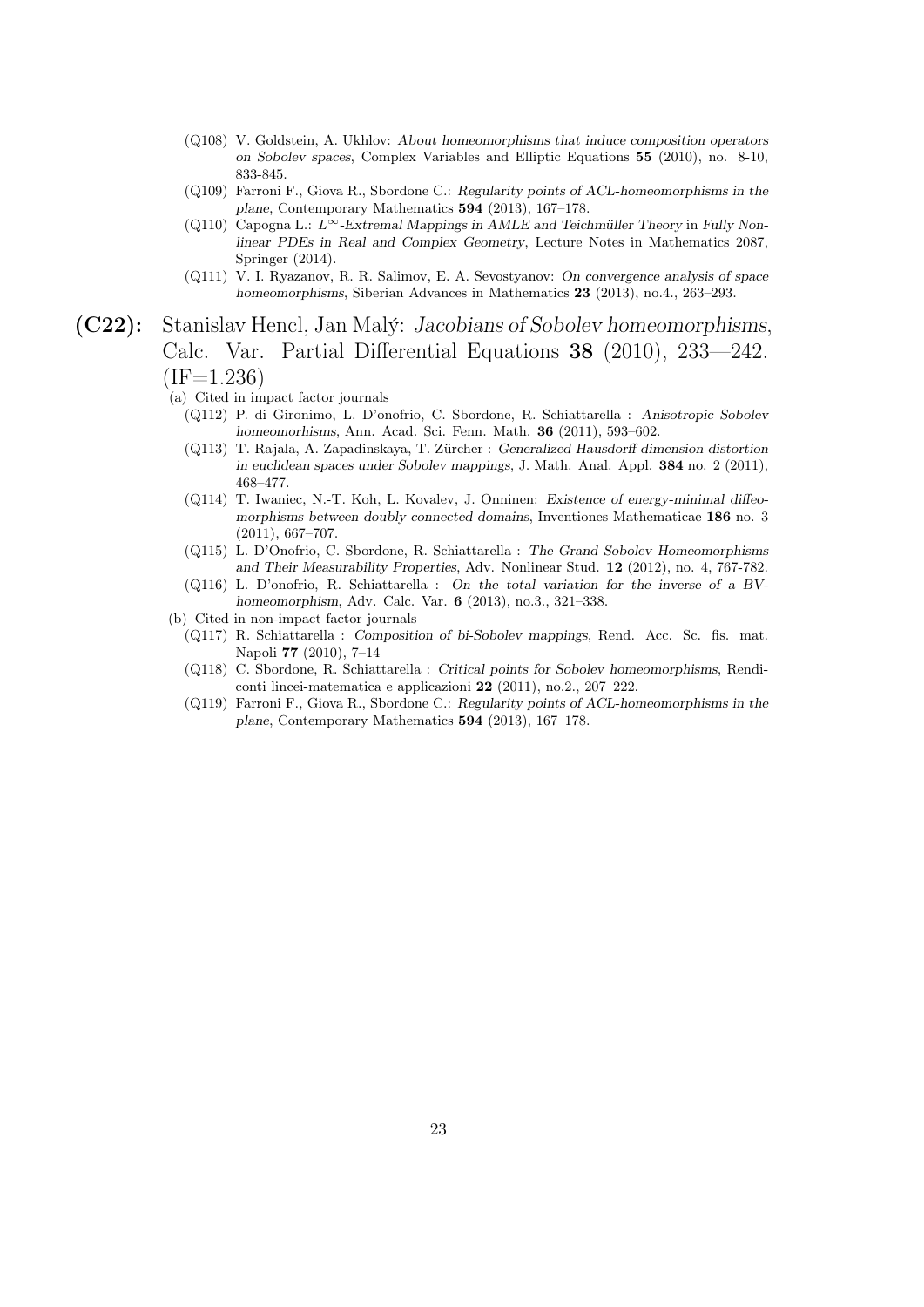- (Q108) V. Goldstein, A. Ukhlov: *About homeomorphisms that induce composition operators on Sobolev spaces*, Complex Variables and Elliptic Equations **55** (2010), no. 8-10, 833-845.
- (Q109) Farroni F., Giova R., Sbordone C.: *Regularity points of ACL-homeomorphisms in the plane*, Contemporary Mathematics **594** (2013), 167–178.
- (Q110) Capogna L.: *$L^\infty$-Extremal Mappings in AMLE and Teichmüller Theory* in *Fully Nonlinear PDEs in Real and Complex Geometry*, Lecture Notes in Mathematics 2087, Springer (2014).
- (Q111) V. I. Ryazanov, R. R. Salimov, E. A. Sevostyanov: *On convergence analysis of space homeomorphisms*, Siberian Advances in Mathematics **23** (2013), no.4., 263–293.

**(C22):** Stanislav Hencl, Jan Malý: *Jacobians of Sobolev homeomorphisms*, Calc. Var. Partial Differential Equations **38** (2010), 233—242. (IF=1.236)

(a) Cited in impact factor journals

- (Q112) P. di Gironimo, L. D'onofrio, C. Sbordone, R. Schiattarella : *Anisotropic Sobolev homeomorhisms*, Ann. Acad. Sci. Fenn. Math. **36** (2011), 593–602.
- (Q113) T. Rajala, A. Zapadinskaya, T. Zürcher : *Generalized Hausdorff dimension distortion in euclidean spaces under Sobolev mappings*, J. Math. Anal. Appl. **384** no. 2 (2011), 468–477.
- (Q114) T. Iwaniec, N.-T. Koh, L. Kovalev, J. Onninen: *Existence of energy-minimal diffeomorphisms between doubly connected domains*, Inventiones Mathematicae **186** no. 3 (2011), 667–707.
- (Q115) L. D'Onofrio, C. Sbordone, R. Schiattarella : *The Grand Sobolev Homeomorphisms and Their Measurability Properties*, Adv. Nonlinear Stud. **12** (2012), no. 4, 767-782.
- (Q116) L. D'onofrio, R. Schiattarella : *On the total variation for the inverse of a BV-homeomorphism*, Adv. Calc. Var. **6** (2013), no.3., 321–338.

(b) Cited in non-impact factor journals

- (Q117) R. Schiattarella : *Composition of bi-Sobolev mappings*, Rend. Acc. Sc. fis. mat. Napoli **77** (2010), 7–14
- (Q118) C. Sbordone, R. Schiattarella : *Critical points for Sobolev homeomorphisms*, Rendiconti lincei-matematica e applicazioni **22** (2011), no.2., 207–222.
- (Q119) Farroni F., Giova R., Sbordone C.: *Regularity points of ACL-homeomorphisms in the plane*, Contemporary Mathematics **594** (2013), 167–178.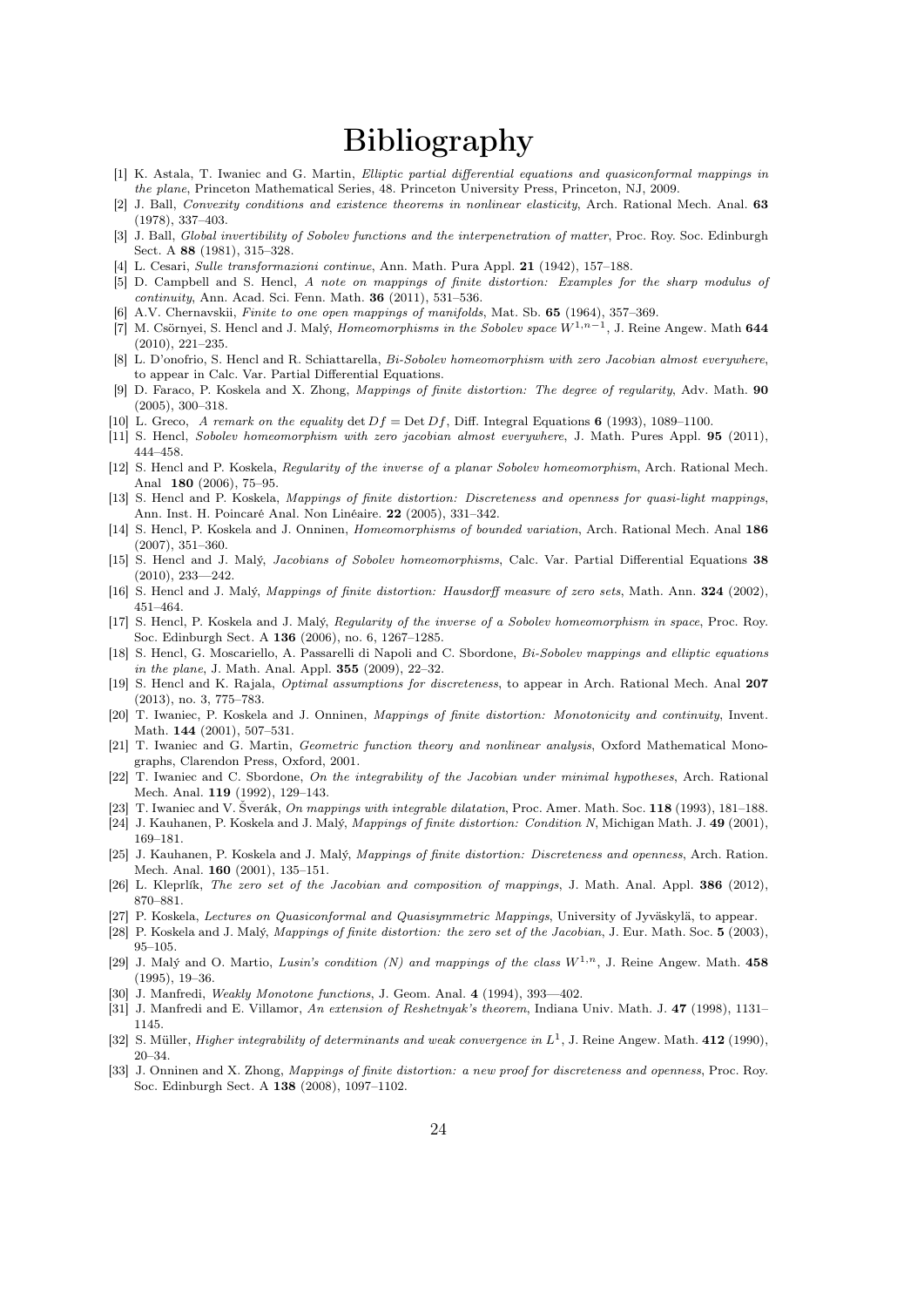# Bibliography

[1] K. Astala, T. Iwaniec and G. Martin, *Elliptic partial differential equations and quasiconformal mappings in the plane*, Princeton Mathematical Series, 48. Princeton University Press, Princeton, NJ, 2009.

[2] J. Ball, *Convexity conditions and existence theorems in nonlinear elasticity*, Arch. Rational Mech. Anal. **63** (1978), 337–403.

[3] J. Ball, *Global invertibility of Sobolev functions and the interpenetration of matter*, Proc. Roy. Soc. Edinburgh Sect. A **88** (1981), 315–328.

[4] L. Cesari, *Sulle transformazioni continue*, Ann. Math. Pura Appl. **21** (1942), 157–188.

[5] D. Campbell and S. Hencl, *A note on mappings of finite distortion: Examples for the sharp modulus of continuity*, Ann. Acad. Sci. Fenn. Math. **36** (2011), 531–536.

[6] A.V. Chernavskii, *Finite to one open mappings of manifolds*, Mat. Sb. **65** (1964), 357–369.

[7] M. Csörnyei, S. Hencl and J. Malý, *Homeomorphisms in the Sobolev space $W^{1,n-1}$*, J. Reine Angew. Math **644** (2010), 221–235.

[8] L. D'onofrio, S. Hencl and R. Schiattarella, *Bi-Sobolev homeomorphism with zero Jacobian almost everywhere*, to appear in Calc. Var. Partial Differential Equations.

[9] D. Faraco, P. Koskela and X. Zhong, *Mappings of finite distortion: The degree of regularity*, Adv. Math. **90** (2005), 300–318.

[10] L. Greco, *A remark on the equality $\det Df = \operatorname{Det} Df$*, Diff. Integral Equations **6** (1993), 1089–1100.

[11] S. Hencl, *Sobolev homeomorphism with zero jacobian almost everywhere*, J. Math. Pures Appl. **95** (2011), 444–458.

[12] S. Hencl and P. Koskela, *Regularity of the inverse of a planar Sobolev homeomorphism*, Arch. Rational Mech. Anal **180** (2006), 75–95.

[13] S. Hencl and P. Koskela, *Mappings of finite distortion: Discreteness and openness for quasi-light mappings*, Ann. Inst. H. Poincaré Anal. Non Linéaire. **22** (2005), 331–342.

[14] S. Hencl, P. Koskela and J. Onninen, *Homeomorphisms of bounded variation*, Arch. Rational Mech. Anal **186** (2007), 351–360.

[15] S. Hencl and J. Malý, *Jacobians of Sobolev homeomorphisms*, Calc. Var. Partial Differential Equations **38** (2010), 233—242.

[16] S. Hencl and J. Malý, *Mappings of finite distortion: Hausdorff measure of zero sets*, Math. Ann. **324** (2002), 451–464.

[17] S. Hencl, P. Koskela and J. Malý, *Regularity of the inverse of a Sobolev homeomorphism in space*, Proc. Roy. Soc. Edinburgh Sect. A **136** (2006), no. 6, 1267–1285.

[18] S. Hencl, G. Moscariello, A. Passarelli di Napoli and C. Sbordone, *Bi-Sobolev mappings and elliptic equations in the plane*, J. Math. Anal. Appl. **355** (2009), 22–32.

[19] S. Hencl and K. Rajala, *Optimal assumptions for discreteness*, to appear in Arch. Rational Mech. Anal **207** (2013), no. 3, 775–783.

[20] T. Iwaniec, P. Koskela and J. Onninen, *Mappings of finite distortion: Monotonicity and continuity*, Invent. Math. **144** (2001), 507–531.

[21] T. Iwaniec and G. Martin, *Geometric function theory and nonlinear analysis*, Oxford Mathematical Monographs, Clarendon Press, Oxford, 2001.

[22] T. Iwaniec and C. Sbordone, *On the integrability of the Jacobian under minimal hypotheses*, Arch. Rational Mech. Anal. **119** (1992), 129–143.

[23] T. Iwaniec and V. Šverák, *On mappings with integrable dilatation*, Proc. Amer. Math. Soc. **118** (1993), 181–188.

[24] J. Kauhanen, P. Koskela and J. Malý, *Mappings of finite distortion: Condition N*, Michigan Math. J. **49** (2001), 169–181.

[25] J. Kauhanen, P. Koskela and J. Malý, *Mappings of finite distortion: Discreteness and openness*, Arch. Ration. Mech. Anal. **160** (2001), 135–151.

[26] L. Kleprlík, *The zero set of the Jacobian and composition of mappings*, J. Math. Anal. Appl. **386** (2012), 870–881.

[27] P. Koskela, *Lectures on Quasiconformal and Quasisymmetric Mappings*, University of Jyväskylä, to appear.

[28] P. Koskela and J. Malý, *Mappings of finite distortion: the zero set of the Jacobian*, J. Eur. Math. Soc. **5** (2003), 95–105.

[29] J. Malý and O. Martio, *Lusin's condition (N) and mappings of the class $W^{1,n}$*, J. Reine Angew. Math. **458** (1995), 19–36.

[30] J. Manfredi, *Weakly Monotone functions*, J. Geom. Anal. **4** (1994), 393—402.

[31] J. Manfredi and E. Villamor, *An extension of Reshetnyak's theorem*, Indiana Univ. Math. J. **47** (1998), 1131–1145.

[32] S. Müller, *Higher integrability of determinants and weak convergence in $L^1$*, J. Reine Angew. Math. **412** (1990), 20–34.

[33] J. Onninen and X. Zhong, *Mappings of finite distortion: a new proof for discreteness and openness*, Proc. Roy. Soc. Edinburgh Sect. A **138** (2008), 1097–1102.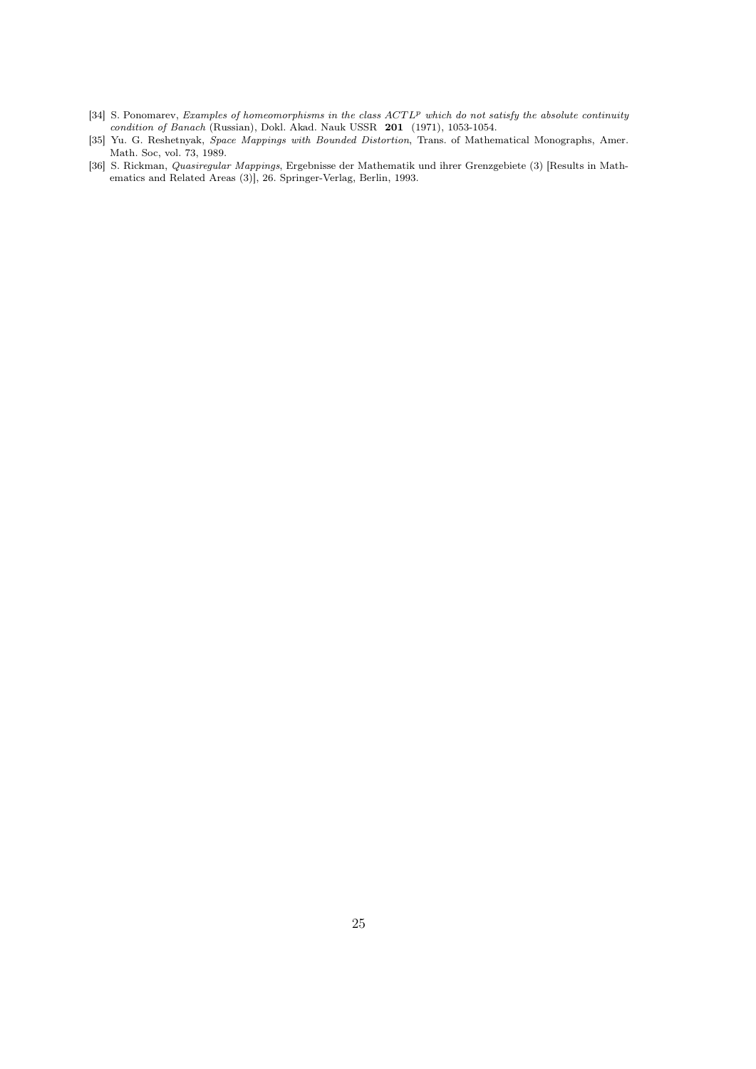[34] S. Ponomarev, *Examples of homeomorphisms in the class $ACTL^p$ which do not satisfy the absolute continuity condition of Banach* (Russian), Dokl. Akad. Nauk USSR **201** (1971), 1053-1054.

[35] Yu. G. Reshetnyak, *Space Mappings with Bounded Distortion*, Trans. of Mathematical Monographs, Amer. Math. Soc, vol. 73, 1989.

[36] S. Rickman, *Quasiregular Mappings*, Ergebnisse der Mathematik und ihrer Grenzgebiete (3) [Results in Mathematics and Related Areas (3)], 26. Springer-Verlag, Berlin, 1993.